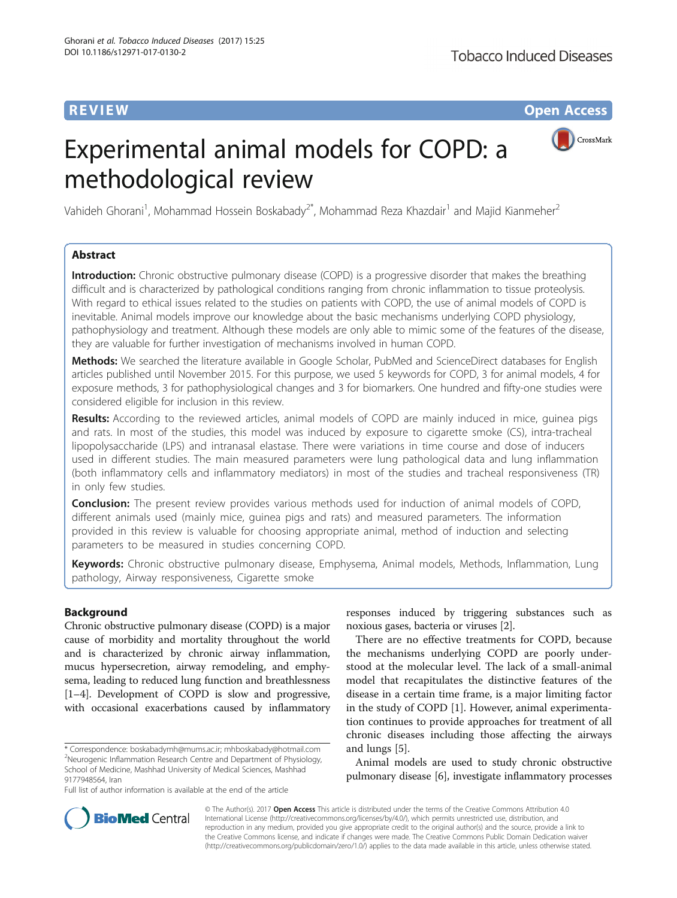REVIEW Open Access

# Experimental animal models for COPD: a methodological review

Vahideh Ghorani[1], Mohammad Hossein Boskabady[2*], Mohammad Reza Khazdair[1] and Majid Kianmeher[2]

## Abstract

**Introduction:** Chronic obstructive pulmonary disease (COPD) is a progressive disorder that makes the breathing difficult and is characterized by pathological conditions ranging from chronic inflammation to tissue proteolysis. With regard to ethical issues related to the studies on patients with COPD, the use of animal models of COPD is inevitable. Animal models improve our knowledge about the basic mechanisms underlying COPD physiology, pathophysiology and treatment. Although these models are only able to mimic some of the features of the disease, they are valuable for further investigation of mechanisms involved in human COPD.

**Methods:** We searched the literature available in Google Scholar, PubMed and ScienceDirect databases for English articles published until November 2015. For this purpose, we used 5 keywords for COPD, 3 for animal models, 4 for exposure methods, 3 for pathophysiological changes and 3 for biomarkers. One hundred and fifty-one studies were considered eligible for inclusion in this review.

**Results:** According to the reviewed articles, animal models of COPD are mainly induced in mice, guinea pigs and rats. In most of the studies, this model was induced by exposure to cigarette smoke (CS), intra-tracheal lipopolysaccharide (LPS) and intranasal elastase. There were variations in time course and dose of inducers used in different studies. The main measured parameters were lung pathological data and lung inflammation (both inflammatory cells and inflammatory mediators) in most of the studies and tracheal responsiveness (TR) in only few studies.

**Conclusion:** The present review provides various methods used for induction of animal models of COPD, different animals used (mainly mice, guinea pigs and rats) and measured parameters. The information provided in this review is valuable for choosing appropriate animal, method of induction and selecting parameters to be measured in studies concerning COPD.

**Keywords:** Chronic obstructive pulmonary disease, Emphysema, Animal models, Methods, Inflammation, Lung pathology, Airway responsiveness, Cigarette smoke

## Background

Chronic obstructive pulmonary disease (COPD) is a major cause of morbidity and mortality throughout the world and is characterized by chronic airway inflammation, mucus hypersecretion, airway remodeling, and emphysema, leading to reduced lung function and breathlessness [1–4]. Development of COPD is slow and progressive, with occasional exacerbations caused by inflammatory responses induced by triggering substances such as noxious gases, bacteria or viruses [2].

There are no effective treatments for COPD, because the mechanisms underlying COPD are poorly understood at the molecular level. The lack of a small-animal model that recapitulates the distinctive features of the disease in a certain time frame, is a major limiting factor in the study of COPD [1]. However, animal experimentation continues to provide approaches for treatment of all chronic diseases including those affecting the airways and lungs [5].

Animal models are used to study chronic obstructive pulmonary disease [6], investigate inflammatory processes

* Correspondence: boskabadymh@mums.ac.ir; mhboskabady@hotmail.com
[2]Neurogenic Inflammation Research Centre and Department of Physiology, School of Medicine, Mashhad University of Medical Sciences, Mashhad 9177948564, Iran
Full list of author information is available at the end of the article

© The Author(s). 2017 **Open Access** This article is distributed under the terms of the Creative Commons Attribution 4.0 International License (http://creativecommons.org/licenses/by/4.0/), which permits unrestricted use, distribution, and reproduction in any medium, provided you give appropriate credit to the original author(s) and the source, provide a link to the Creative Commons license, and indicate if changes were made. The Creative Commons Public Domain Dedication waiver (http://creativecommons.org/publicdomain/zero/1.0/) applies to the data made available in this article, unless otherwise stated.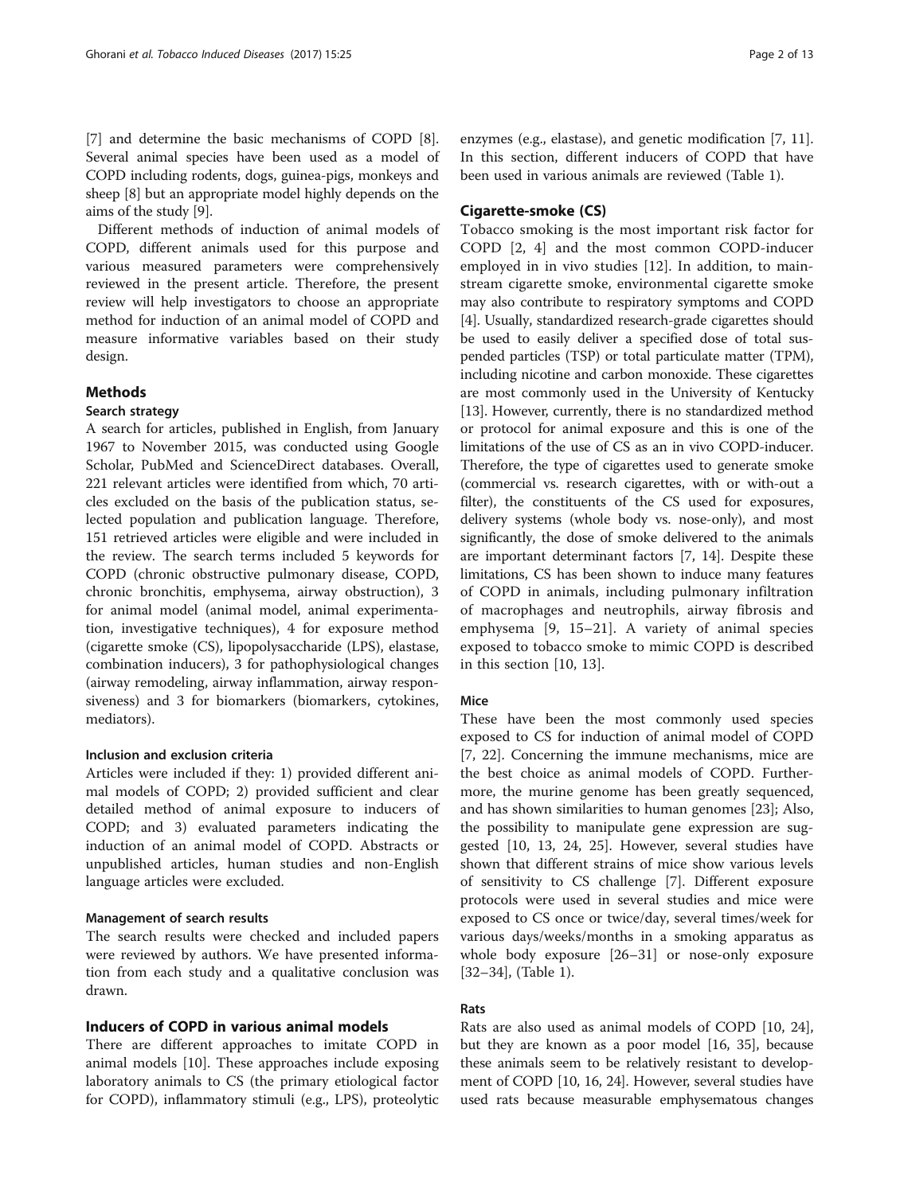[7] and determine the basic mechanisms of COPD [8]. Several animal species have been used as a model of COPD including rodents, dogs, guinea-pigs, monkeys and sheep [8] but an appropriate model highly depends on the aims of the study [9].

Different methods of induction of animal models of COPD, different animals used for this purpose and various measured parameters were comprehensively reviewed in the present article. Therefore, the present review will help investigators to choose an appropriate method for induction of an animal model of COPD and measure informative variables based on their study design.

## Methods

### Search strategy

A search for articles, published in English, from January 1967 to November 2015, was conducted using Google Scholar, PubMed and ScienceDirect databases. Overall, 221 relevant articles were identified from which, 70 articles excluded on the basis of the publication status, selected population and publication language. Therefore, 151 retrieved articles were eligible and were included in the review. The search terms included 5 keywords for COPD (chronic obstructive pulmonary disease, COPD, chronic bronchitis, emphysema, airway obstruction), 3 for animal model (animal model, animal experimentation, investigative techniques), 4 for exposure method (cigarette smoke (CS), lipopolysaccharide (LPS), elastase, combination inducers), 3 for pathophysiological changes (airway remodeling, airway inflammation, airway responsiveness) and 3 for biomarkers (biomarkers, cytokines, mediators).

### Inclusion and exclusion criteria

Articles were included if they: 1) provided different animal models of COPD; 2) provided sufficient and clear detailed method of animal exposure to inducers of COPD; and 3) evaluated parameters indicating the induction of an animal model of COPD. Abstracts or unpublished articles, human studies and non-English language articles were excluded.

### Management of search results

The search results were checked and included papers were reviewed by authors. We have presented information from each study and a qualitative conclusion was drawn.

## Inducers of COPD in various animal models

There are different approaches to imitate COPD in animal models [10]. These approaches include exposing laboratory animals to CS (the primary etiological factor for COPD), inflammatory stimuli (e.g., LPS), proteolytic enzymes (e.g., elastase), and genetic modification [7, 11]. In this section, different inducers of COPD that have been used in various animals are reviewed (Table 1).

### Cigarette-smoke (CS)

Tobacco smoking is the most important risk factor for COPD [2, 4] and the most common COPD-inducer employed in in vivo studies [12]. In addition, to mainstream cigarette smoke, environmental cigarette smoke may also contribute to respiratory symptoms and COPD [4]. Usually, standardized research-grade cigarettes should be used to easily deliver a specified dose of total suspended particles (TSP) or total particulate matter (TPM), including nicotine and carbon monoxide. These cigarettes are most commonly used in the University of Kentucky [13]. However, currently, there is no standardized method or protocol for animal exposure and this is one of the limitations of the use of CS as an in vivo COPD-inducer. Therefore, the type of cigarettes used to generate smoke (commercial vs. research cigarettes, with or with-out a filter), the constituents of the CS used for exposures, delivery systems (whole body vs. nose-only), and most significantly, the dose of smoke delivered to the animals are important determinant factors [7, 14]. Despite these limitations, CS has been shown to induce many features of COPD in animals, including pulmonary infiltration of macrophages and neutrophils, airway fibrosis and emphysema [9, 15–21]. A variety of animal species exposed to tobacco smoke to mimic COPD is described in this section [10, 13].

#### Mice

These have been the most commonly used species exposed to CS for induction of animal model of COPD [7, 22]. Concerning the immune mechanisms, mice are the best choice as animal models of COPD. Furthermore, the murine genome has been greatly sequenced, and has shown similarities to human genomes [23]; Also, the possibility to manipulate gene expression are suggested [10, 13, 24, 25]. However, several studies have shown that different strains of mice show various levels of sensitivity to CS challenge [7]. Different exposure protocols were used in several studies and mice were exposed to CS once or twice/day, several times/week for various days/weeks/months in a smoking apparatus as whole body exposure [26–31] or nose-only exposure [32–34], (Table 1).

#### Rats

Rats are also used as animal models of COPD [10, 24], but they are known as a poor model [16, 35], because these animals seem to be relatively resistant to development of COPD [10, 16, 24]. However, several studies have used rats because measurable emphysematous changes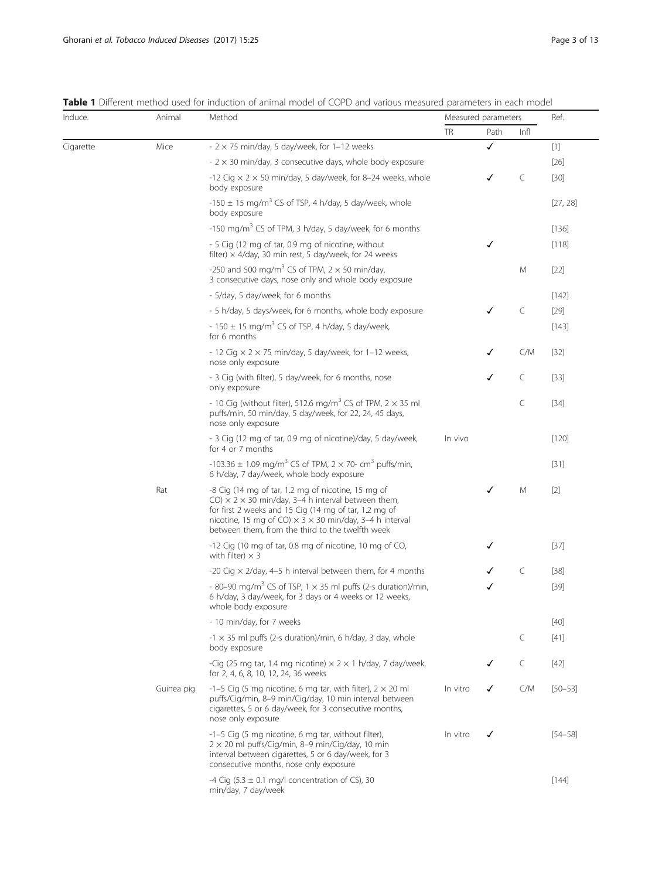**Table 1** Different method used for induction of animal model of COPD and various measured parameters in each model

| Induce. | Animal | Method | Measured parameters | | | Ref. |
|---|---|---|---|---|---|---|
| | | | TR | Path | Infl | |
| Cigarette | Mice | - 2 × 75 min/day, 5 day/week, for 1–12 weeks | | ✓ | | [1] |
| | | - 2 × 30 min/day, 3 consecutive days, whole body exposure | | | | [26] |
| | | -12 Cig × 2 × 50 min/day, 5 day/week, for 8–24 weeks, whole body exposure | | ✓ | C | [30] |
| | | -150 ± 15 mg/m$^3$ CS of TSP, 4 h/day, 5 day/week, whole body exposure | | | | [27, 28] |
| | | -150 mg/m$^3$ CS of TPM, 3 h/day, 5 day/week, for 6 months | | | | [136] |
| | | - 5 Cig (12 mg of tar, 0.9 mg of nicotine, without filter) × 4/day, 30 min rest, 5 day/week, for 24 weeks | | ✓ | | [118] |
| | | -250 and 500 mg/m$^3$ CS of TPM, 2 × 50 min/day, 3 consecutive days, nose only and whole body exposure | | | M | [22] |
| | | - 5/day, 5 day/week, for 6 months | | | | [142] |
| | | - 5 h/day, 5 days/week, for 6 months, whole body exposure | | ✓ | C | [29] |
| | | - 150 ± 15 mg/m$^3$ CS of TSP, 4 h/day, 5 day/week, for 6 months | | | | [143] |
| | | - 12 Cig × 2 × 75 min/day, 5 day/week, for 1–12 weeks, nose only exposure | | ✓ | C/M | [32] |
| | | - 3 Cig (with filter), 5 day/week, for 6 months, nose only exposure | | ✓ | C | [33] |
| | | - 10 Cig (without filter), 512.6 mg/m$^3$ CS of TPM, 2 × 35 ml puffs/min, 50 min/day, 5 day/week, for 22, 24, 45 days, nose only exposure | | | C | [34] |
| | | - 3 Cig (12 mg of tar, 0.9 mg of nicotine)/day, 5 day/week, for 4 or 7 months | In vivo | | | [120] |
| | | -103.36 ± 1.09 mg/m$^3$ CS of TPM, 2 × 70- cm$^3$ puffs/min, 6 h/day, 7 day/week, whole body exposure | | | | [31] |
| | Rat | -8 Cig (14 mg of tar, 1.2 mg of nicotine, 15 mg of CO) × 2 × 30 min/day, 3–4 h interval between them, for first 2 weeks and 15 Cig (14 mg of tar, 1.2 mg of nicotine, 15 mg of CO) × 3 × 30 min/day, 3–4 h interval between them, from the third to the twelfth week | | ✓ | M | [2] |
| | | -12 Cig (10 mg of tar, 0.8 mg of nicotine, 10 mg of CO, with filter) × 3 | | ✓ | | [37] |
| | | -20 Cig × 2/day, 4–5 h interval between them, for 4 months | | ✓ | C | [38] |
| | | - 80–90 mg/m$^3$ CS of TSP, 1 × 35 ml puffs (2-s duration)/min, 6 h/day, 3 day/week, for 3 days or 4 weeks or 12 weeks, whole body exposure | | ✓ | | [39] |
| | | - 10 min/day, for 7 weeks | | | | [40] |
| | | -1 × 35 ml puffs (2-s duration)/min, 6 h/day, 3 day, whole body exposure | | | C | [41] |
| | | -Cig (25 mg tar, 1.4 mg nicotine) × 2 × 1 h/day, 7 day/week, for 2, 4, 6, 8, 10, 12, 24, 36 weeks | | ✓ | C | [42] |
| | Guinea pig | -1–5 Cig (5 mg nicotine, 6 mg tar, with filter), 2 × 20 ml puffs/Cig/min, 8–9 min/Cig/day, 10 min interval between cigarettes, 5 or 6 day/week, for 3 consecutive months, nose only exposure | In vitro | ✓ | C/M | [50–53] |
| | | -1–5 Cig (5 mg nicotine, 6 mg tar, without filter), 2 × 20 ml puffs/Cig/min, 8–9 min/Cig/day, 10 min interval between cigarettes, 5 or 6 day/week, for 3 consecutive months, nose only exposure | In vitro | ✓ | | [54–58] |
| | | -4 Cig (5.3 ± 0.1 mg/l concentration of CS), 30 min/day, 7 day/week | | | | [144] |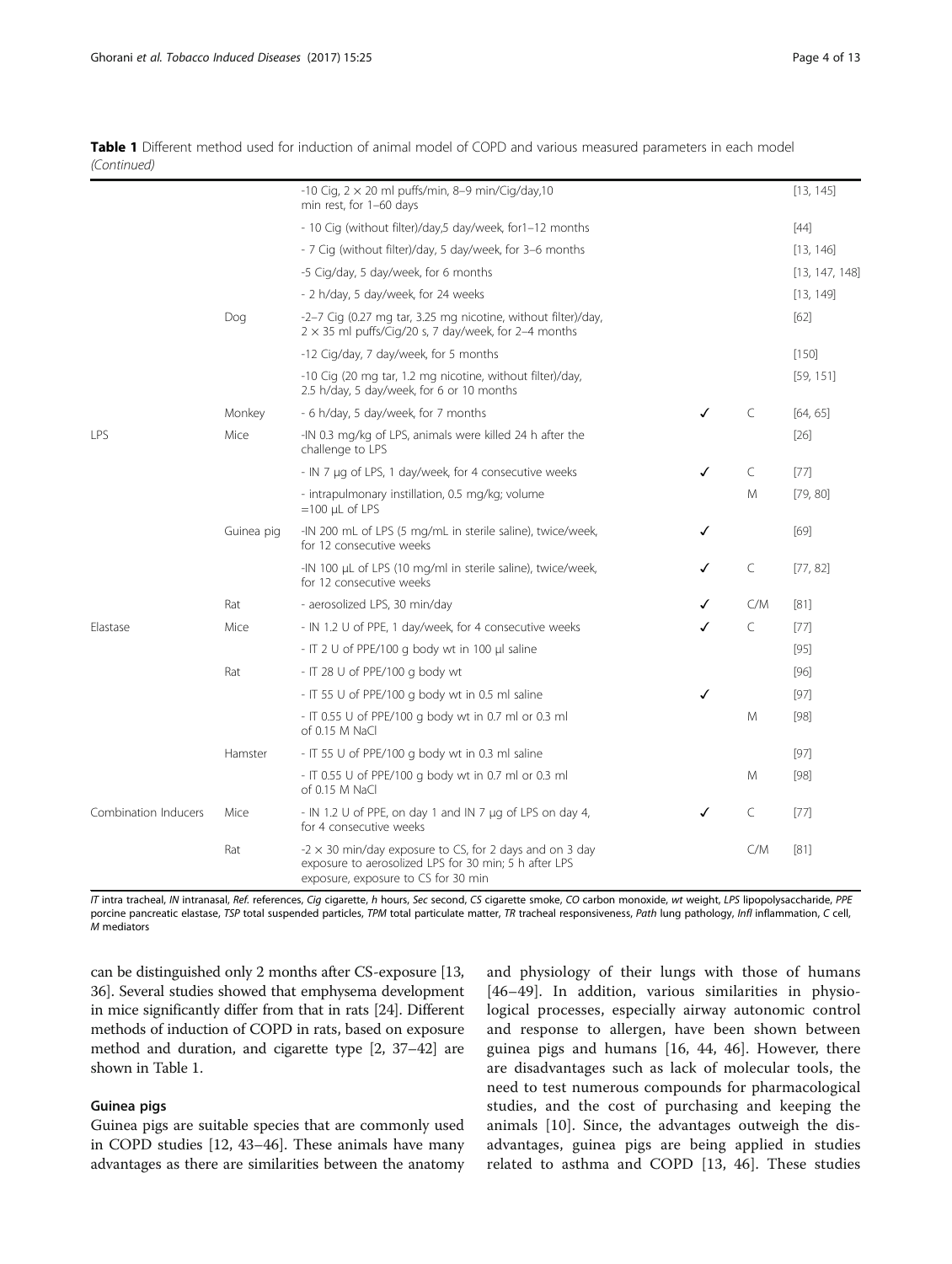**Table 1** Different method used for induction of animal model of COPD and various measured parameters in each model *(Continued)*

| | | | | | |
|---|---|---|---|---|---|
| | | -10 Cig, 2 × 20 ml puffs/min, 8–9 min/Cig/day,10 min rest, for 1–60 days | | | [13, 145] |
| | | - 10 Cig (without filter)/day,5 day/week, for1–12 months | | | [44] |
| | | - 7 Cig (without filter)/day, 5 day/week, for 3–6 months | | | [13, 146] |
| | | -5 Cig/day, 5 day/week, for 6 months | | | [13, 147, 148] |
| | | - 2 h/day, 5 day/week, for 24 weeks | | | [13, 149] |
| | Dog | -2–7 Cig (0.27 mg tar, 3.25 mg nicotine, without filter)/day, 2 × 35 ml puffs/Cig/20 s, 7 day/week, for 2–4 months | | | [62] |
| | | -12 Cig/day, 7 day/week, for 5 months | | | [150] |
| | | -10 Cig (20 mg tar, 1.2 mg nicotine, without filter)/day, 2.5 h/day, 5 day/week, for 6 or 10 months | | | [59, 151] |
| | Monkey | - 6 h/day, 5 day/week, for 7 months | ✓ | C | [64, 65] |
| LPS | Mice | -IN 0.3 mg/kg of LPS, animals were killed 24 h after the challenge to LPS | | | [26] |
| | | - IN 7 μg of LPS, 1 day/week, for 4 consecutive weeks | ✓ | C | [77] |
| | | - intrapulmonary instillation, 0.5 mg/kg; volume =100 μL of LPS | | M | [79, 80] |
| | Guinea pig | -IN 200 mL of LPS (5 mg/mL in sterile saline), twice/week, for 12 consecutive weeks | ✓ | | [69] |
| | | -IN 100 μL of LPS (10 mg/ml in sterile saline), twice/week, for 12 consecutive weeks | ✓ | C | [77, 82] |
| | Rat | - aerosolized LPS, 30 min/day | ✓ | C/M | [81] |
| Elastase | Mice | - IN 1.2 U of PPE, 1 day/week, for 4 consecutive weeks | ✓ | C | [77] |
| | | - IT 2 U of PPE/100 g body wt in 100 μl saline | | | [95] |
| | Rat | - IT 28 U of PPE/100 g body wt | | | [96] |
| | | - IT 55 U of PPE/100 g body wt in 0.5 ml saline | ✓ | | [97] |
| | | - IT 0.55 U of PPE/100 g body wt in 0.7 ml or 0.3 ml of 0.15 M NaCl | | M | [98] |
| | Hamster | - IT 55 U of PPE/100 g body wt in 0.3 ml saline | | | [97] |
| | | - IT 0.55 U of PPE/100 g body wt in 0.7 ml or 0.3 ml of 0.15 M NaCl | | M | [98] |
| Combination Inducers | Mice | - IN 1.2 U of PPE, on day 1 and IN 7 μg of LPS on day 4, for 4 consecutive weeks | ✓ | C | [77] |
| | Rat | -2 × 30 min/day exposure to CS, for 2 days and on 3 day exposure to aerosolized LPS for 30 min; 5 h after LPS exposure, exposure to CS for 30 min | | C/M | [81] |

*IT* intra tracheal, *IN* intranasal, *Ref.* references, *Cig* cigarette, *h* hours, *Sec* second, *CS* cigarette smoke, *CO* carbon monoxide, *wt* weight, *LPS* lipopolysaccharide, *PPE* porcine pancreatic elastase, *TSP* total suspended particles, *TPM* total particulate matter, *TR* tracheal responsiveness, *Path* lung pathology, *Infl* inflammation, *C* cell, *M* mediators

can be distinguished only 2 months after CS-exposure [13, 36]. Several studies showed that emphysema development in mice significantly differ from that in rats [24]. Different methods of induction of COPD in rats, based on exposure method and duration, and cigarette type [2, 37–42] are shown in Table 1.

### Guinea pigs

Guinea pigs are suitable species that are commonly used in COPD studies [12, 43–46]. These animals have many advantages as there are similarities between the anatomy and physiology of their lungs with those of humans [46–49]. In addition, various similarities in physiological processes, especially airway autonomic control and response to allergen, have been shown between guinea pigs and humans [16, 44, 46]. However, there are disadvantages such as lack of molecular tools, the need to test numerous compounds for pharmacological studies, and the cost of purchasing and keeping the animals [10]. Since, the advantages outweigh the disadvantages, guinea pigs are being applied in studies related to asthma and COPD [13, 46]. These studies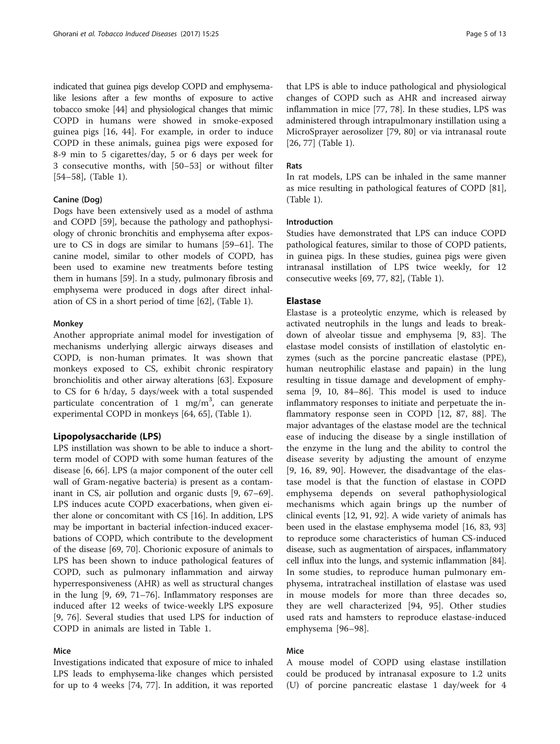indicated that guinea pigs develop COPD and emphysema-like lesions after a few months of exposure to active tobacco smoke [44] and physiological changes that mimic COPD in humans were showed in smoke-exposed guinea pigs [16, 44]. For example, in order to induce COPD in these animals, guinea pigs were exposed for 8-9 min to 5 cigarettes/day, 5 or 6 days per week for 3 consecutive months, with [50–53] or without filter [54–58], (Table 1).

#### Canine (Dog)

Dogs have been extensively used as a model of asthma and COPD [59], because the pathology and pathophysiology of chronic bronchitis and emphysema after exposure to CS in dogs are similar to humans [59–61]. The canine model, similar to other models of COPD, has been used to examine new treatments before testing them in humans [59]. In a study, pulmonary fibrosis and emphysema were produced in dogs after direct inhalation of CS in a short period of time [62], (Table 1).

#### Monkey

Another appropriate animal model for investigation of mechanisms underlying allergic airways diseases and COPD, is non-human primates. It was shown that monkeys exposed to CS, exhibit chronic respiratory bronchiolitis and other airway alterations [63]. Exposure to CS for 6 h/day, 5 days/week with a total suspended particulate concentration of 1 mg/m$^3$, can generate experimental COPD in monkeys [64, 65], (Table 1).

### Lipopolysaccharide (LPS)

LPS instillation was shown to be able to induce a short-term model of COPD with some human features of the disease [6, 66]. LPS (a major component of the outer cell wall of Gram-negative bacteria) is present as a contaminant in CS, air pollution and organic dusts [9, 67–69]. LPS induces acute COPD exacerbations, when given either alone or concomitant with CS [16]. In addition, LPS may be important in bacterial infection-induced exacerbations of COPD, which contribute to the development of the disease [69, 70]. Chorionic exposure of animals to LPS has been shown to induce pathological features of COPD, such as pulmonary inflammation and airway hyperresponsiveness (AHR) as well as structural changes in the lung [9, 69, 71–76]. Inflammatory responses are induced after 12 weeks of twice-weekly LPS exposure [9, 76]. Several studies that used LPS for induction of COPD in animals are listed in Table 1.

#### Mice

Investigations indicated that exposure of mice to inhaled LPS leads to emphysema-like changes which persisted for up to 4 weeks [74, 77]. In addition, it was reported that LPS is able to induce pathological and physiological changes of COPD such as AHR and increased airway inflammation in mice [77, 78]. In these studies, LPS was administered through intrapulmonary instillation using a MicroSprayer aerosolizer [79, 80] or via intranasal route [26, 77] (Table 1).

#### Rats

In rat models, LPS can be inhaled in the same manner as mice resulting in pathological features of COPD [81], (Table 1).

#### Introduction

Studies have demonstrated that LPS can induce COPD pathological features, similar to those of COPD patients, in guinea pigs. In these studies, guinea pigs were given intranasal instillation of LPS twice weekly, for 12 consecutive weeks [69, 77, 82], (Table 1).

### Elastase

Elastase is a proteolytic enzyme, which is released by activated neutrophils in the lungs and leads to breakdown of alveolar tissue and emphysema [9, 83]. The elastase model consists of instillation of elastolytic enzymes (such as the porcine pancreatic elastase (PPE), human neutrophilic elastase and papain) in the lung resulting in tissue damage and development of emphysema [9, 10, 84–86]. This model is used to induce inflammatory responses to initiate and perpetuate the inflammatory response seen in COPD [12, 87, 88]. The major advantages of the elastase model are the technical ease of inducing the disease by a single instillation of the enzyme in the lung and the ability to control the disease severity by adjusting the amount of enzyme [9, 16, 89, 90]. However, the disadvantage of the elastase model is that the function of elastase in COPD emphysema depends on several pathophysiological mechanisms which again brings up the number of clinical events [12, 91, 92]. A wide variety of animals has been used in the elastase emphysema model [16, 83, 93] to reproduce some characteristics of human CS-induced disease, such as augmentation of airspaces, inflammatory cell influx into the lungs, and systemic inflammation [84]. In some studies, to reproduce human pulmonary emphysema, intratracheal instillation of elastase was used in mouse models for more than three decades so, they are well characterized [94, 95]. Other studies used rats and hamsters to reproduce elastase-induced emphysema [96–98].

#### Mice

A mouse model of COPD using elastase instillation could be produced by intranasal exposure to 1.2 units (U) of porcine pancreatic elastase 1 day/week for 4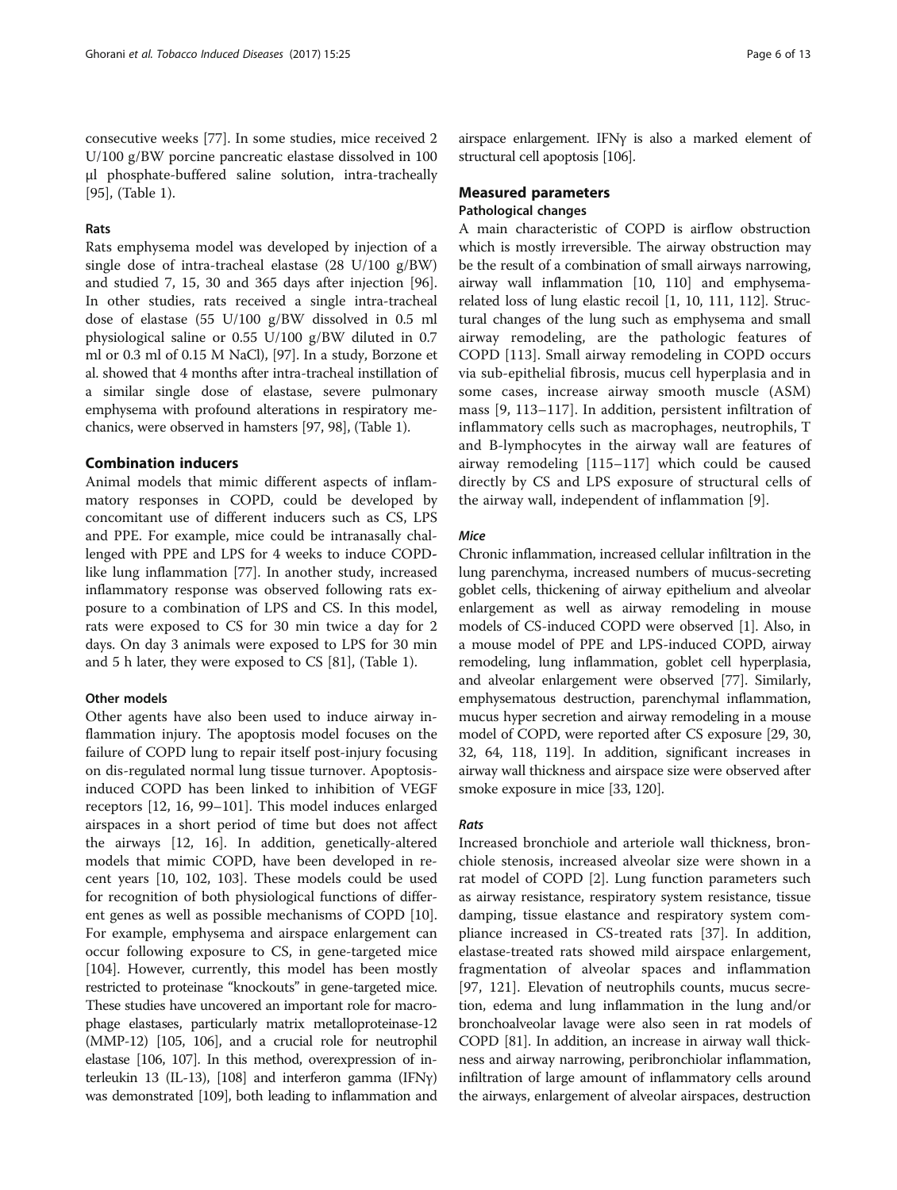consecutive weeks [77]. In some studies, mice received 2 U/100 g/BW porcine pancreatic elastase dissolved in 100 μl phosphate-buffered saline solution, intra-tracheally [95], (Table 1).

#### Rats

Rats emphysema model was developed by injection of a single dose of intra-tracheal elastase (28 U/100 g/BW) and studied 7, 15, 30 and 365 days after injection [96]. In other studies, rats received a single intra-tracheal dose of elastase (55 U/100 g/BW dissolved in 0.5 ml physiological saline or 0.55 U/100 g/BW diluted in 0.7 ml or 0.3 ml of 0.15 M NaCl), [97]. In a study, Borzone et al. showed that 4 months after intra-tracheal instillation of a similar single dose of elastase, severe pulmonary emphysema with profound alterations in respiratory mechanics, were observed in hamsters [97, 98], (Table 1).

## Combination inducers

Animal models that mimic different aspects of inflammatory responses in COPD, could be developed by concomitant use of different inducers such as CS, LPS and PPE. For example, mice could be intranasally challenged with PPE and LPS for 4 weeks to induce COPD-like lung inflammation [77]. In another study, increased inflammatory response was observed following rats exposure to a combination of LPS and CS. In this model, rats were exposed to CS for 30 min twice a day for 2 days. On day 3 animals were exposed to LPS for 30 min and 5 h later, they were exposed to CS [81], (Table 1).

#### Other models

Other agents have also been used to induce airway inflammation injury. The apoptosis model focuses on the failure of COPD lung to repair itself post-injury focusing on dis-regulated normal lung tissue turnover. Apoptosis-induced COPD has been linked to inhibition of VEGF receptors [12, 16, 99–101]. This model induces enlarged airspaces in a short period of time but does not affect the airways [12, 16]. In addition, genetically-altered models that mimic COPD, have been developed in recent years [10, 102, 103]. These models could be used for recognition of both physiological functions of different genes as well as possible mechanisms of COPD [10]. For example, emphysema and airspace enlargement can occur following exposure to CS, in gene-targeted mice [104]. However, currently, this model has been mostly restricted to proteinase "knockouts" in gene-targeted mice. These studies have uncovered an important role for macrophage elastases, particularly matrix metalloproteinase-12 (MMP-12) [105, 106], and a crucial role for neutrophil elastase [106, 107]. In this method, overexpression of interleukin 13 (IL-13), [108] and interferon gamma (IFNγ) was demonstrated [109], both leading to inflammation and airspace enlargement. IFNγ is also a marked element of structural cell apoptosis [106].

## Measured parameters

### Pathological changes

A main characteristic of COPD is airflow obstruction which is mostly irreversible. The airway obstruction may be the result of a combination of small airways narrowing, airway wall inflammation [10, 110] and emphysema-related loss of lung elastic recoil [1, 10, 111, 112]. Structural changes of the lung such as emphysema and small airway remodeling, are the pathologic features of COPD [113]. Small airway remodeling in COPD occurs via sub-epithelial fibrosis, mucus cell hyperplasia and in some cases, increase airway smooth muscle (ASM) mass [9, 113–117]. In addition, persistent infiltration of inflammatory cells such as macrophages, neutrophils, T and B-lymphocytes in the airway wall are features of airway remodeling [115–117] which could be caused directly by CS and LPS exposure of structural cells of the airway wall, independent of inflammation [9].

#### *Mice*

Chronic inflammation, increased cellular infiltration in the lung parenchyma, increased numbers of mucus-secreting goblet cells, thickening of airway epithelium and alveolar enlargement as well as airway remodeling in mouse models of CS-induced COPD were observed [1]. Also, in a mouse model of PPE and LPS-induced COPD, airway remodeling, lung inflammation, goblet cell hyperplasia, and alveolar enlargement were observed [77]. Similarly, emphysematous destruction, parenchymal inflammation, mucus hyper secretion and airway remodeling in a mouse model of COPD, were reported after CS exposure [29, 30, 32, 64, 118, 119]. In addition, significant increases in airway wall thickness and airspace size were observed after smoke exposure in mice [33, 120].

#### *Rats*

Increased bronchiole and arteriole wall thickness, bronchiole stenosis, increased alveolar size were shown in a rat model of COPD [2]. Lung function parameters such as airway resistance, respiratory system resistance, tissue damping, tissue elastance and respiratory system compliance increased in CS-treated rats [37]. In addition, elastase-treated rats showed mild airspace enlargement, fragmentation of alveolar spaces and inflammation [97, 121]. Elevation of neutrophils counts, mucus secretion, edema and lung inflammation in the lung and/or bronchoalveolar lavage were also seen in rat models of COPD [81]. In addition, an increase in airway wall thickness and airway narrowing, peribronchiolar inflammation, infiltration of large amount of inflammatory cells around the airways, enlargement of alveolar airspaces, destruction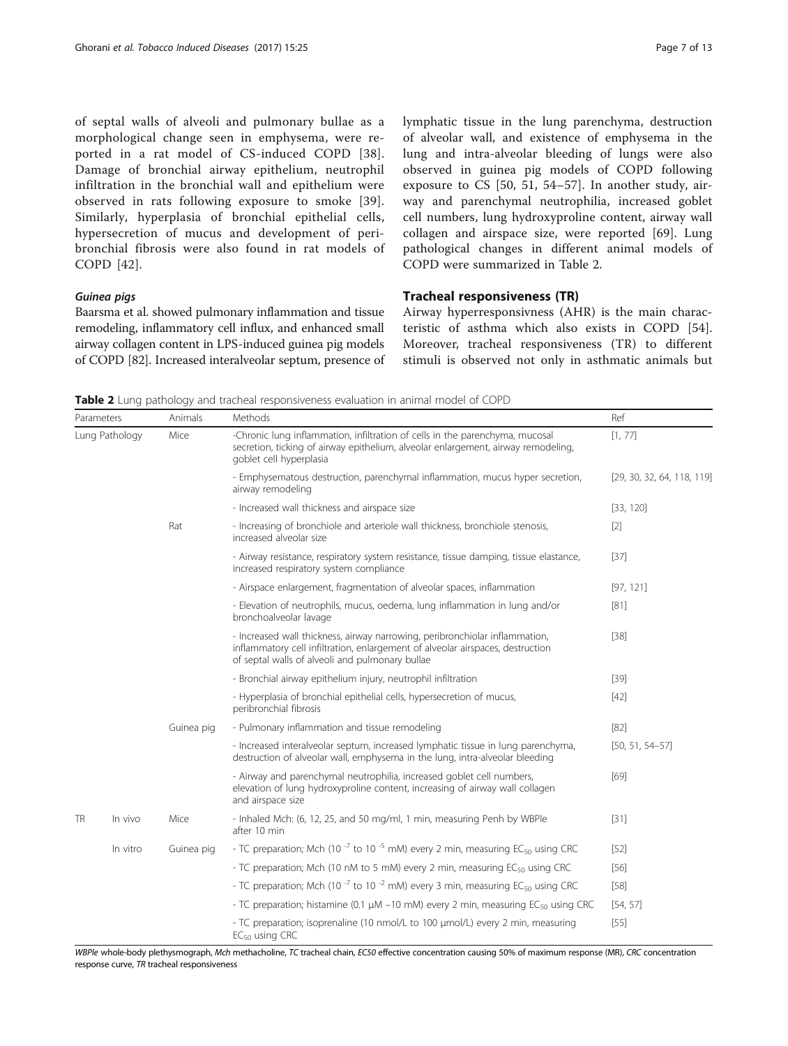of septal walls of alveoli and pulmonary bullae as a morphological change seen in emphysema, were reported in a rat model of CS-induced COPD [38]. Damage of bronchial airway epithelium, neutrophil infiltration in the bronchial wall and epithelium were observed in rats following exposure to smoke [39]. Similarly, hyperplasia of bronchial epithelial cells, hypersecretion of mucus and development of peribronchial fibrosis were also found in rat models of COPD [42].

### *Guinea pigs*

Baarsma et al. showed pulmonary inflammation and tissue remodeling, inflammatory cell influx, and enhanced small airway collagen content in LPS-induced guinea pig models of COPD [82]. Increased interalveolar septum, presence of lymphatic tissue in the lung parenchyma, destruction of alveolar wall, and existence of emphysema in the lung and intra-alveolar bleeding of lungs were also observed in guinea pig models of COPD following exposure to CS [50, 51, 54–57]. In another study, airway and parenchymal neutrophilia, increased goblet cell numbers, lung hydroxyproline content, airway wall collagen and airspace size, were reported [69]. Lung pathological changes in different animal models of COPD were summarized in Table 2.

## Tracheal responsiveness (TR)

Airway hyperresponsivness (AHR) is the main characteristic of asthma which also exists in COPD [54]. Moreover, tracheal responsiveness (TR) to different stimuli is observed not only in asthmatic animals but

**Table 2** Lung pathology and tracheal responsiveness evaluation in animal model of COPD

| Parameters | | Animals | Methods | Ref |
|---|---|---|---|---|
| Lung Pathology | | Mice | -Chronic lung inflammation, infiltration of cells in the parenchyma, mucosal secretion, ticking of airway epithelium, alveolar enlargement, airway remodeling, goblet cell hyperplasia | [1, 77] |
| | | | - Emphysematous destruction, parenchymal inflammation, mucus hyper secretion, airway remodeling | [29, 30, 32, 64, 118, 119] |
| | | | - Increased wall thickness and airspace size | [33, 120] |
| | | Rat | - Increasing of bronchiole and arteriole wall thickness, bronchiole stenosis, increased alveolar size | [2] |
| | | | - Airway resistance, respiratory system resistance, tissue damping, tissue elastance, increased respiratory system compliance | [37] |
| | | | - Airspace enlargement, fragmentation of alveolar spaces, inflammation | [97, 121] |
| | | | - Elevation of neutrophils, mucus, oedema, lung inflammation in lung and/or bronchoalveolar lavage | [81] |
| | | | - Increased wall thickness, airway narrowing, peribronchiolar inflammation, inflammatory cell infiltration, enlargement of alveolar airspaces, destruction of septal walls of alveoli and pulmonary bullae | [38] |
| | | | - Bronchial airway epithelium injury, neutrophil infiltration | [39] |
| | | | - Hyperplasia of bronchial epithelial cells, hypersecretion of mucus, peribronchial fibrosis | [42] |
| | | Guinea pig | - Pulmonary inflammation and tissue remodeling | [82] |
| | | | - Increased interalveolar septum, increased lymphatic tissue in lung parenchyma, destruction of alveolar wall, emphysema in the lung, intra-alveolar bleeding | [50, 51, 54–57] |
| | | | - Airway and parenchymal neutrophilia, increased goblet cell numbers, elevation of lung hydroxyproline content, increasing of airway wall collagen and airspace size | [69] |
| TR | In vivo | Mice | - Inhaled Mch: (6, 12, 25, and 50 mg/ml, 1 min, measuring Penh by WBPle after 10 min | [31] |
| | In vitro | Guinea pig | - TC preparation; Mch ($10^{-7}$ to $10^{-5}$ mM) every 2 min, measuring $EC_{50}$ using CRC | [52] |
| | | | - TC preparation; Mch (10 nM to 5 mM) every 2 min, measuring $EC_{50}$ using CRC | [56] |
| | | | - TC preparation; Mch ($10^{-7}$ to $10^{-2}$ mM) every 3 min, measuring $EC_{50}$ using CRC | [58] |
| | | | - TC preparation; histamine (0.1 μM –10 mM) every 2 min, measuring $EC_{50}$ using CRC | [54, 57] |
| | | | - TC preparation; isoprenaline (10 nmol/L to 100 μmol/L) every 2 min, measuring $EC_{50}$ using CRC | [55] |

*WBPle* whole-body plethysmograph, *Mch* methacholine, *TC* tracheal chain, *EC50* effective concentration causing 50% of maximum response (MR), *CRC* concentration response curve, *TR* tracheal responsiveness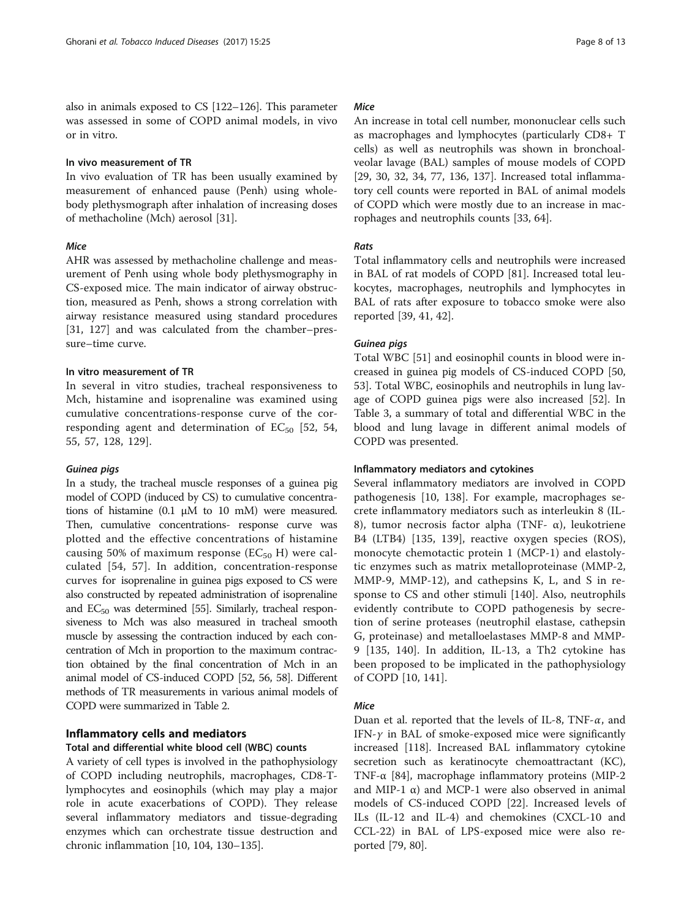also in animals exposed to CS [122–126]. This parameter was assessed in some of COPD animal models, in vivo or in vitro.

### In vivo measurement of TR

In vivo evaluation of TR has been usually examined by measurement of enhanced pause (Penh) using whole-body plethysmograph after inhalation of increasing doses of methacholine (Mch) aerosol [31].

#### *Mice*

AHR was assessed by methacholine challenge and measurement of Penh using whole body plethysmography in CS-exposed mice. The main indicator of airway obstruction, measured as Penh, shows a strong correlation with airway resistance measured using standard procedures [31, 127] and was calculated from the chamber–pressure–time curve.

### In vitro measurement of TR

In several in vitro studies, tracheal responsiveness to Mch, histamine and isoprenaline was examined using cumulative concentrations-response curve of the corresponding agent and determination of $EC_{50}$ [52, 54, 55, 57, 128, 129].

#### *Guinea pigs*

In a study, the tracheal muscle responses of a guinea pig model of COPD (induced by CS) to cumulative concentrations of histamine (0.1 μM to 10 mM) were measured. Then, cumulative concentrations- response curve was plotted and the effective concentrations of histamine causing 50% of maximum response ($EC_{50}$ H) were calculated [54, 57]. In addition, concentration-response curves for isoprenaline in guinea pigs exposed to CS were also constructed by repeated administration of isoprenaline and $EC_{50}$ was determined [55]. Similarly, tracheal responsiveness to Mch was also measured in tracheal smooth muscle by assessing the contraction induced by each concentration of Mch in proportion to the maximum contraction obtained by the final concentration of Mch in an animal model of CS-induced COPD [52, 56, 58]. Different methods of TR measurements in various animal models of COPD were summarized in Table 2.

## Inflammatory cells and mediators

### Total and differential white blood cell (WBC) counts

A variety of cell types is involved in the pathophysiology of COPD including neutrophils, macrophages, CD8-T-lymphocytes and eosinophils (which may play a major role in acute exacerbations of COPD). They release several inflammatory mediators and tissue-degrading enzymes which can orchestrate tissue destruction and chronic inflammation [10, 104, 130–135].

#### *Mice*

An increase in total cell number, mononuclear cells such as macrophages and lymphocytes (particularly CD8+ T cells) as well as neutrophils was shown in bronchoalveolar lavage (BAL) samples of mouse models of COPD [29, 30, 32, 34, 77, 136, 137]. Increased total inflammatory cell counts were reported in BAL of animal models of COPD which were mostly due to an increase in macrophages and neutrophils counts [33, 64].

#### *Rats*

Total inflammatory cells and neutrophils were increased in BAL of rat models of COPD [81]. Increased total leukocytes, macrophages, neutrophils and lymphocytes in BAL of rats after exposure to tobacco smoke were also reported [39, 41, 42].

#### *Guinea pigs*

Total WBC [51] and eosinophil counts in blood were increased in guinea pig models of CS-induced COPD [50, 53]. Total WBC, eosinophils and neutrophils in lung lavage of COPD guinea pigs were also increased [52]. In Table 3, a summary of total and differential WBC in the blood and lung lavage in different animal models of COPD was presented.

### Inflammatory mediators and cytokines

Several inflammatory mediators are involved in COPD pathogenesis [10, 138]. For example, macrophages secrete inflammatory mediators such as interleukin 8 (IL-8), tumor necrosis factor alpha (TNF- α), leukotriene B4 (LTB4) [135, 139], reactive oxygen species (ROS), monocyte chemotactic protein 1 (MCP-1) and elastolytic enzymes such as matrix metalloproteinase (MMP-2, MMP-9, MMP-12), and cathepsins K, L, and S in response to CS and other stimuli [140]. Also, neutrophils evidently contribute to COPD pathogenesis by secretion of serine proteases (neutrophil elastase, cathepsin G, proteinase) and metalloelastases MMP-8 and MMP-9 [135, 140]. In addition, IL-13, a Th2 cytokine has been proposed to be implicated in the pathophysiology of COPD [10, 141].

#### *Mice*

Duan et al. reported that the levels of IL-8, TNF-$\alpha$, and IFN-$\gamma$ in BAL of smoke-exposed mice were significantly increased [118]. Increased BAL inflammatory cytokine secretion such as keratinocyte chemoattractant (KC), TNF-α [84], macrophage inflammatory proteins (MIP-2 and MIP-1 α) and MCP-1 were also observed in animal models of CS-induced COPD [22]. Increased levels of ILs (IL-12 and IL-4) and chemokines (CXCL-10 and CCL-22) in BAL of LPS-exposed mice were also reported [79, 80].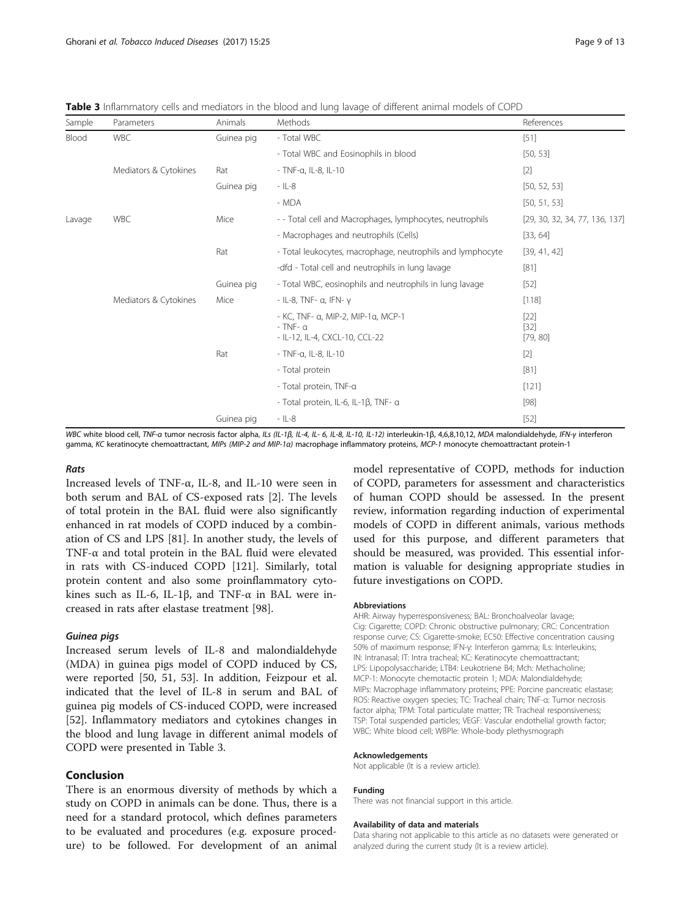**Table 3** Inflammatory cells and mediators in the blood and lung lavage of different animal models of COPD

| Sample | Parameters | Animals | Methods | References |
|---|---|---|---|---|
| Blood | WBC | Guinea pig | - Total WBC | [51] |
| | | | - Total WBC and Eosinophils in blood | [50, 53] |
| | Mediators & Cytokines | Rat | - TNF-α, IL-8, IL-10 | [2] |
| | | Guinea pig | - IL-8 | [50, 52, 53] |
| | | | - MDA | [50, 51, 53] |
| Lavage | WBC | Mice | - - Total cell and Macrophages, lymphocytes, neutrophils | [29, 30, 32, 34, 77, 136, 137] |
| | | | - Macrophages and neutrophils (Cells) | [33, 64] |
| | | Rat | - Total leukocytes, macrophage, neutrophils and lymphocyte | [39, 41, 42] |
| | | | -dfd - Total cell and neutrophils in lung lavage | [81] |
| | | Guinea pig | - Total WBC, eosinophils and neutrophils in lung lavage | [52] |
| | Mediators & Cytokines | Mice | - IL-8, TNF- α, IFN- γ | [118] |
| | | | - KC, TNF- α, MIP-2, MIP-1α, MCP-1<br>- TNF- α<br>- IL-12, IL-4, CXCL-10, CCL-22 | [22]<br>[32]<br>[79, 80] |
| | | Rat | - TNF-α, IL-8, IL-10 | [2] |
| | | | - Total protein | [81] |
| | | | - Total protein, TNF-α | [121] |
| | | | - Total protein, IL-6, IL-1β, TNF- α | [98] |
| | | Guinea pig | - IL-8 | [52] |

*WBC* white blood cell, *TNF-α* tumor necrosis factor alpha, *ILs (IL-1β, IL-4, IL- 6, IL-8, IL-10, IL-12)* interleukin-1β, 4,6,8,10,12, *MDA* malondialdehyde, *IFN-γ* interferon gamma, *KC* keratinocyte chemoattractant, *MIPs (MIP-2 and MIP-1α)* macrophage inflammatory proteins, *MCP-1* monocyte chemoattractant protein-1

#### *Rats*

Increased levels of TNF-α, IL-8, and IL-10 were seen in both serum and BAL of CS-exposed rats [2]. The levels of total protein in the BAL fluid were also significantly enhanced in rat models of COPD induced by a combination of CS and LPS [81]. In another study, the levels of TNF-α and total protein in the BAL fluid were elevated in rats with CS-induced COPD [121]. Similarly, total protein content and also some proinflammatory cytokines such as IL-6, IL-1β, and TNF-α in BAL were increased in rats after elastase treatment [98].

#### *Guinea pigs*

Increased serum levels of IL-8 and malondialdehyde (MDA) in guinea pigs model of COPD induced by CS, were reported [50, 51, 53]. In addition, Feizpour et al. indicated that the level of IL-8 in serum and BAL of guinea pig models of CS-induced COPD, were increased [52]. Inflammatory mediators and cytokines changes in the blood and lung lavage in different animal models of COPD were presented in Table 3.

## Conclusion

There is an enormous diversity of methods by which a study on COPD in animals can be done. Thus, there is a need for a standard protocol, which defines parameters to be evaluated and procedures (e.g. exposure procedure) to be followed. For development of an animal model representative of COPD, methods for induction of COPD, parameters for assessment and characteristics of human COPD should be assessed. In the present review, information regarding induction of experimental models of COPD in different animals, various methods used for this purpose, and different parameters that should be measured, was provided. This essential information is valuable for designing appropriate studies in future investigations on COPD.

#### Abbreviations

AHR: Airway hyperresponsiveness; BAL: Bronchoalveolar lavage; Cig: Cigarette; COPD: Chronic obstructive pulmonary; CRC: Concentration response curve; CS: Cigarette-smoke; EC50: Effective concentration causing 50% of maximum response; IFN-γ: Interferon gamma; ILs: Interleukins; IN: Intranasal; IT: Intra tracheal; KC: Keratinocyte chemoattractant; LPS: Lipopolysaccharide; LTB4: Leukotriene B4; Mch: Methacholine; MCP-1: Monocyte chemotactic protein 1; MDA: Malondialdehyde; MIPs: Macrophage inflammatory proteins; PPE: Porcine pancreatic elastase; ROS: Reactive oxygen species; TC: Tracheal chain; TNF-α: Tumor necrosis factor alpha; TPM: Total particulate matter; TR: Tracheal responsiveness; TSP: Total suspended particles; VEGF: Vascular endothelial growth factor; WBC: White blood cell; WBPle: Whole-body plethysmograph

#### Acknowledgements

Not applicable (It is a review article).

#### Funding

There was not financial support in this article.

#### Availability of data and materials

Data sharing not applicable to this article as no datasets were generated or analyzed during the current study (It is a review article).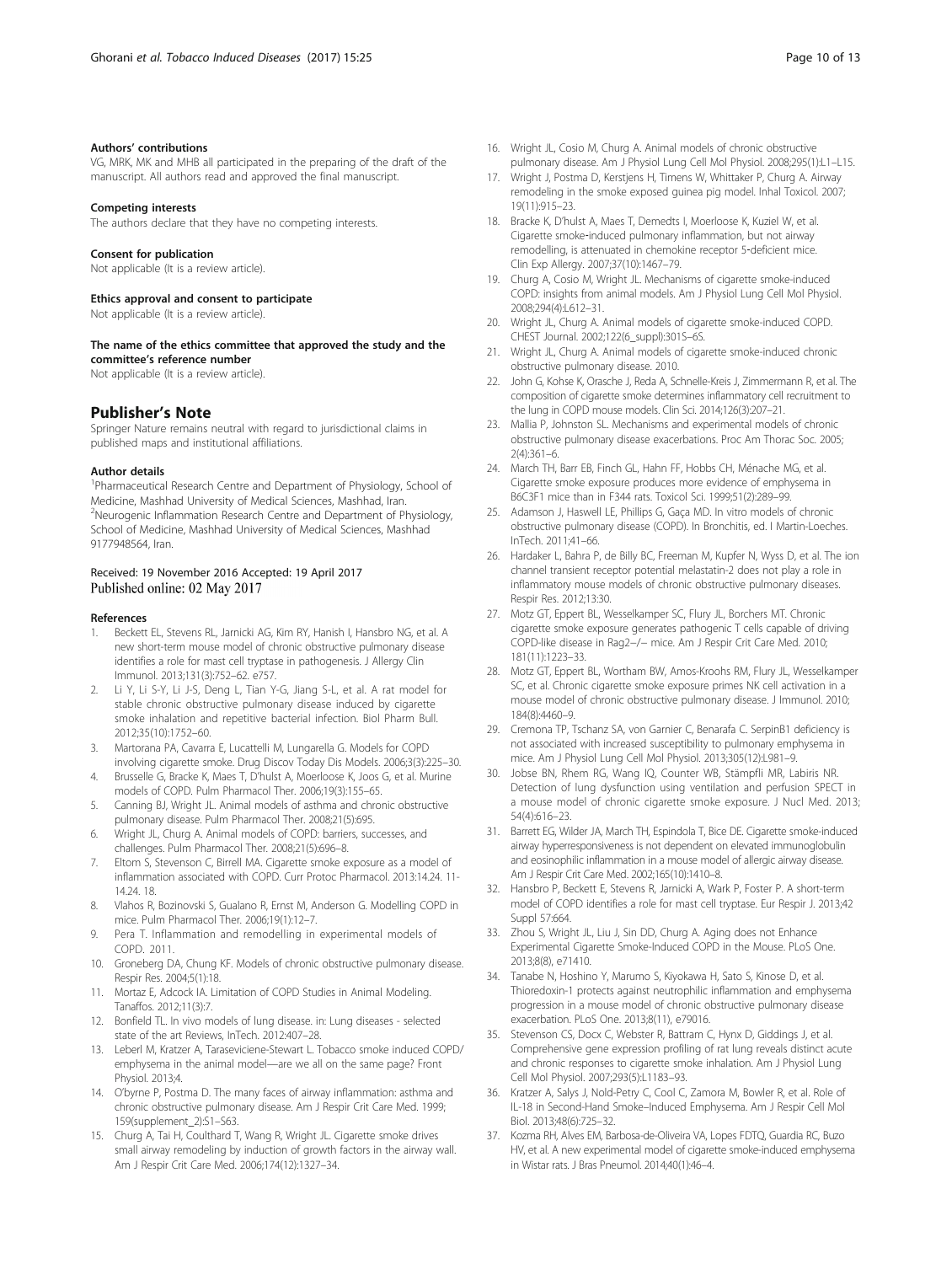#### Authors' contributions

VG, MRK, MK and MHB all participated in the preparing of the draft of the manuscript. All authors read and approved the final manuscript.

#### Competing interests

The authors declare that they have no competing interests.

#### Consent for publication

Not applicable (It is a review article).

#### Ethics approval and consent to participate

Not applicable (It is a review article).

#### The name of the ethics committee that approved the study and the committee's reference number

Not applicable (It is a review article).

## Publisher's Note

Springer Nature remains neutral with regard to jurisdictional claims in published maps and institutional affiliations.

#### Author details

[1]Pharmaceutical Research Centre and Department of Physiology, School of Medicine, Mashhad University of Medical Sciences, Mashhad, Iran. [2]Neurogenic Inflammation Research Centre and Department of Physiology, School of Medicine, Mashhad University of Medical Sciences, Mashhad 9177948564, Iran.

Received: 19 November 2016 Accepted: 19 April 2017
Published online: 02 May 2017

#### References

1. Beckett EL, Stevens RL, Jarnicki AG, Kim RY, Hanish I, Hansbro NG, et al. A new short-term mouse model of chronic obstructive pulmonary disease identifies a role for mast cell tryptase in pathogenesis. J Allergy Clin Immunol. 2013;131(3):752–62. e757.
2. Li Y, Li S-Y, Li J-S, Deng L, Tian Y-G, Jiang S-L, et al. A rat model for stable chronic obstructive pulmonary disease induced by cigarette smoke inhalation and repetitive bacterial infection. Biol Pharm Bull. 2012;35(10):1752–60.
3. Martorana PA, Cavarra E, Lucattelli M, Lungarella G. Models for COPD involving cigarette smoke. Drug Discov Today Dis Models. 2006;3(3):225–30.
4. Brusselle G, Bracke K, Maes T, D'hulst A, Moerloose K, Joos G, et al. Murine models of COPD. Pulm Pharmacol Ther. 2006;19(3):155–65.
5. Canning BJ, Wright JL. Animal models of asthma and chronic obstructive pulmonary disease. Pulm Pharmacol Ther. 2008;21(5):695.
6. Wright JL, Churg A. Animal models of COPD: barriers, successes, and challenges. Pulm Pharmacol Ther. 2008;21(5):696–8.
7. Eltom S, Stevenson C, Birrell MA. Cigarette smoke exposure as a model of inflammation associated with COPD. Curr Protoc Pharmacol. 2013:14.24. 11-14.24. 18.
8. Vlahos R, Bozinovski S, Gualano R, Ernst M, Anderson G. Modelling COPD in mice. Pulm Pharmacol Ther. 2006;19(1):12–7.
9. Pera T. Inflammation and remodelling in experimental models of COPD. 2011.
10. Groneberg DA, Chung KF. Models of chronic obstructive pulmonary disease. Respir Res. 2004;5(1):18.
11. Mortaz E, Adcock IA. Limitation of COPD Studies in Animal Modeling. Tanaffos. 2012;11(3):7.
12. Bonfield TL. In vivo models of lung disease. in: Lung diseases - selected state of the art Reviews, InTech. 2012:407–28.
13. Leberl M, Kratzer A, Taraseviciene-Stewart L. Tobacco smoke induced COPD/ emphysema in the animal model—are we all on the same page? Front Physiol. 2013;4.
14. O'byrne P, Postma D. The many faces of airway inflammation: asthma and chronic obstructive pulmonary disease. Am J Respir Crit Care Med. 1999; 159(supplement_2):S1–S63.
15. Churg A, Tai H, Coulthard T, Wang R, Wright JL. Cigarette smoke drives small airway remodeling by induction of growth factors in the airway wall. Am J Respir Crit Care Med. 2006;174(12):1327–34.
16. Wright JL, Cosio M, Churg A. Animal models of chronic obstructive pulmonary disease. Am J Physiol Lung Cell Mol Physiol. 2008;295(1):L1–L15.
17. Wright J, Postma D, Kerstjens H, Timens W, Whittaker P, Churg A. Airway remodeling in the smoke exposed guinea pig model. Inhal Toxicol. 2007; 19(11):915–23.
18. Bracke K, D'hulst A, Maes T, Demedts I, Moerloose K, Kuziel W, et al. Cigarette smoke-induced pulmonary inflammation, but not airway remodelling, is attenuated in chemokine receptor 5-deficient mice. Clin Exp Allergy. 2007;37(10):1467–79.
19. Churg A, Cosio M, Wright JL. Mechanisms of cigarette smoke-induced COPD: insights from animal models. Am J Physiol Lung Cell Mol Physiol. 2008;294(4):L612–31.
20. Wright JL, Churg A. Animal models of cigarette smoke-induced COPD. CHEST Journal. 2002;122(6_suppl):301S–6S.
21. Wright JL, Churg A. Animal models of cigarette smoke-induced chronic obstructive pulmonary disease. 2010.
22. John G, Kohse K, Orasche J, Reda A, Schnelle-Kreis J, Zimmermann R, et al. The composition of cigarette smoke determines inflammatory cell recruitment to the lung in COPD mouse models. Clin Sci. 2014;126(3):207–21.
23. Mallia P, Johnston SL. Mechanisms and experimental models of chronic obstructive pulmonary disease exacerbations. Proc Am Thorac Soc. 2005; 2(4):361–6.
24. March TH, Barr EB, Finch GL, Hahn FF, Hobbs CH, Ménache MG, et al. Cigarette smoke exposure produces more evidence of emphysema in B6C3F1 mice than in F344 rats. Toxicol Sci. 1999;51(2):289–99.
25. Adamson J, Haswell LE, Phillips G, Gaça MD. In vitro models of chronic obstructive pulmonary disease (COPD). In Bronchitis, ed. I Martin-Loeches. InTech. 2011;41–66.
26. Hardaker L, Bahra P, de Billy BC, Freeman M, Kupfer N, Wyss D, et al. The ion channel transient receptor potential melastatin-2 does not play a role in inflammatory mouse models of chronic obstructive pulmonary diseases. Respir Res. 2012;13:30.
27. Motz GT, Eppert BL, Wesselkamper SC, Flury JL, Borchers MT. Chronic cigarette smoke exposure generates pathogenic T cells capable of driving COPD-like disease in Rag2−/− mice. Am J Respir Crit Care Med. 2010; 181(11):1223–33.
28. Motz GT, Eppert BL, Wortham BW, Amos-Kroohs RM, Flury JL, Wesselkamper SC, et al. Chronic cigarette smoke exposure primes NK cell activation in a mouse model of chronic obstructive pulmonary disease. J Immunol. 2010; 184(8):4460–9.
29. Cremona TP, Tschanz SA, von Garnier C, Benarafa C. SerpinB1 deficiency is not associated with increased susceptibility to pulmonary emphysema in mice. Am J Physiol Lung Cell Mol Physiol. 2013;305(12):L981–9.
30. Jobse BN, Rhem RG, Wang IQ, Counter WB, Stämpfli MR, Labiris NR. Detection of lung dysfunction using ventilation and perfusion SPECT in a mouse model of chronic cigarette smoke exposure. J Nucl Med. 2013; 54(4):616–23.
31. Barrett EG, Wilder JA, March TH, Espindola T, Bice DE. Cigarette smoke-induced airway hyperresponsiveness is not dependent on elevated immunoglobulin and eosinophilic inflammation in a mouse model of allergic airway disease. Am J Respir Crit Care Med. 2002;165(10):1410–8.
32. Hansbro P, Beckett E, Stevens R, Jarnicki A, Wark P, Foster P. A short-term model of COPD identifies a role for mast cell tryptase. Eur Respir J. 2013;42 Suppl 57:664.
33. Zhou S, Wright JL, Liu J, Sin DD, Churg A. Aging does not Enhance Experimental Cigarette Smoke-Induced COPD in the Mouse. PLoS One. 2013;8(8), e71410.
34. Tanabe N, Hoshino Y, Marumo S, Kiyokawa H, Sato S, Kinose D, et al. Thioredoxin-1 protects against neutrophilic inflammation and emphysema progression in a mouse model of chronic obstructive pulmonary disease exacerbation. PLoS One. 2013;8(11), e79016.
35. Stevenson CS, Docx C, Webster R, Battram C, Hynx D, Giddings J, et al. Comprehensive gene expression profiling of rat lung reveals distinct acute and chronic responses to cigarette smoke inhalation. Am J Physiol Lung Cell Mol Physiol. 2007;293(5):L1183–93.
36. Kratzer A, Salys J, Nold-Petry C, Cool C, Zamora M, Bowler R, et al. Role of IL-18 in Second-Hand Smoke–Induced Emphysema. Am J Respir Cell Mol Biol. 2013;48(6):725–32.
37. Kozma RH, Alves EM, Barbosa-de-Oliveira VA, Lopes FDTQ, Guardia RC, Buzo HV, et al. A new experimental model of cigarette smoke-induced emphysema in Wistar rats. J Bras Pneumol. 2014;40(1):46–4.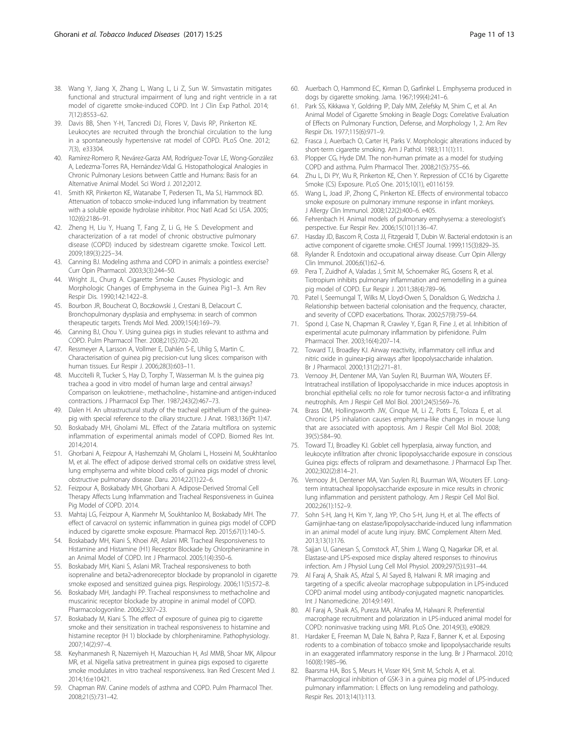38. Wang Y, Jiang X, Zhang L, Wang L, Li Z, Sun W. Simvastatin mitigates functional and structural impairment of lung and right ventricle in a rat model of cigarette smoke-induced COPD. Int J Clin Exp Pathol. 2014; 7(12):8553–62.
39. Davis BB, Shen Y-H, Tancredi DJ, Flores V, Davis RP, Pinkerton KE. Leukocytes are recruited through the bronchial circulation to the lung in a spontaneously hypertensive rat model of COPD. PLoS One. 2012; 7(3), e33304.
40. Ramírez-Romero R, Nevárez-Garza AM, Rodríguez-Tovar LE, Wong-González A, Ledezma-Torres RA, Hernández-Vidal G. Histopathological Analogies in Chronic Pulmonary Lesions between Cattle and Humans: Basis for an Alternative Animal Model. Sci Word J. 2012;2012.
41. Smith KR, Pinkerton KE, Watanabe T, Pedersen TL, Ma SJ, Hammock BD. Attenuation of tobacco smoke-induced lung inflammation by treatment with a soluble epoxide hydrolase inhibitor. Proc Natl Acad Sci USA. 2005; 102(6):2186–91.
42. Zheng H, Liu Y, Huang T, Fang Z, Li G, He S. Development and characterization of a rat model of chronic obstructive pulmonary disease (COPD) induced by sidestream cigarette smoke. Toxicol Lett. 2009;189(3):225–34.
43. Canning BJ. Modeling asthma and COPD in animals: a pointless exercise? Curr Opin Pharmacol. 2003;3(3):244–50.
44. Wright JL, Churg A. Cigarette Smoke Causes Physiologic and Morphologic Changes of Emphysema in the Guinea Pig1–3. Am Rev Respir Dis. 1990;142:1422–8.
45. Bourbon JR, Boucherat O, Boczkowski J, Crestani B, Delacourt C. Bronchopulmonary dysplasia and emphysema: in search of common therapeutic targets. Trends Mol Med. 2009;15(4):169–79.
46. Canning BJ, Chou Y. Using guinea pigs in studies relevant to asthma and COPD. Pulm Pharmacol Ther. 2008;21(5):702–20.
47. Ressmeyer A, Larsson A, Vollmer E, Dahlén S-E, Uhlig S, Martin C. Characterisation of guinea pig precision-cut lung slices: comparison with human tissues. Eur Respir J. 2006;28(3):603–11.
48. Muccitelli R, Tucker S, Hay D, Torphy T, Wasserman M. Is the guinea pig trachea a good in vitro model of human large and central airways? Comparison on leukotriene-, methacholine-, histamine-and antigen-induced contractions. J Pharmacol Exp Ther. 1987;243(2):467–73.
49. Dalen H. An ultrastructural study of the tracheal epithelium of the guinea-pig with special reference to the ciliary structure. J Anat. 1983;136(Pt 1):47.
50. Boskabady MH, Gholami ML. Effect of the Zataria multiflora on systemic inflammation of experimental animals model of COPD. Biomed Res Int. 2014;2014.
51. Ghorbani A, Feizpour A, Hashemzahi M, Gholami L, Hosseini M, Soukhtanloo M, et al. The effect of adipose derived stromal cells on oxidative stress level, lung emphysema and white blood cells of guinea pigs model of chronic obstructive pulmonary disease. Daru. 2014;22(1):22–6.
52. Feizpour A, Boskabady MH, Ghorbani A. Adipose-Derived Stromal Cell Therapy Affects Lung Inflammation and Tracheal Responsiveness in Guinea Pig Model of COPD. 2014.
53. Mahtaj LG, Feizpour A, Kianmehr M, Soukhtanloo M, Boskabady MH. The effect of carvacrol on systemic inflammation in guinea pigs model of COPD induced by cigarette smoke exposure. Pharmacol Rep. 2015;67(1):140–5.
54. Boskabady MH, Kiani S, Khoei AR, Aslani MR. Tracheal Responsiveness to Histamine and Histamine (H1) Receptor Blockade by Chlorpheniramine in an Animal Model of COPD. Int J Pharmacol. 2005;1(4):350–6.
55. Boskabady MH, Kiani S, Aslani MR. Tracheal responsiveness to both isoprenaline and beta2-adrenoreceptor blockade by propranolol in cigarette smoke exposed and sensitized guinea pigs. Respirology. 2006;11(5):572–8.
56. Boskabady MH, Jandaghi PP. Tracheal responsivness to methacholine and muscarinic receptor blockade by atropine in animal model of COPD. Pharmacologyonline. 2006;2:307–23.
57. Boskabady M, Kiani S. The effect of exposure of guinea pig to cigarette smoke and their sensitization in tracheal responsiveness to histamine and histamine receptor (H 1) blockade by chlorpheniramine. Pathophysiology. 2007;14(2):97–4.
58. Keyhanmanesh R, Nazemiyeh H, Mazouchian H, Asl MMB, Shoar MK, Alipour MR, et al. Nigella sativa pretreatment in guinea pigs exposed to cigarette smoke modulates in vitro tracheal responsiveness. Iran Red Crescent Med J. 2014;16:e10421.
59. Chapman RW. Canine models of asthma and COPD. Pulm Pharmacol Ther. 2008;21(5):731–42.
60. Auerbach O, Hammond EC, Kirman D, Garfinkel L. Emphysema produced in dogs by cigarette smoking. Jama. 1967;199(4):241–6.
61. Park SS, Kikkawa Y, Goldring IP, Daly MM, Zelefsky M, Shim C, et al. An Animal Model of Cigarette Smoking in Beagle Dogs: Correlative Evaluation of Effects on Pulmonary Function, Defense, and Morphology 1, 2. Am Rev Respir Dis. 1977;115(6):971–9.
62. Frasca J, Auerbach O, Carter H, Parks V. Morphologic alterations induced by short-term cigarette smoking. Am J Pathol. 1983;111(1):11.
63. Plopper CG, Hyde DM. The non-human primate as a model for studying COPD and asthma. Pulm Pharmacol Ther. 2008;21(5):755–66.
64. Zhu L, Di PY, Wu R, Pinkerton KE, Chen Y. Repression of CC16 by Cigarette Smoke (CS) Exposure. PLoS One. 2015;10(1), e0116159.
65. Wang L, Joad JP, Zhong C, Pinkerton KE. Effects of environmental tobacco smoke exposure on pulmonary immune response in infant monkeys. J Allergy Clin Immunol. 2008;122(2):400–6. e405.
66. Fehrenbach H. Animal models of pulmonary emphysema: a stereologist's perspective. Eur Respir Rev. 2006;15(101):136–47.
67. Hasday JD, Bascom R, Costa JJ, Fitzgerald T, Dubin W. Bacterial endotoxin is an active component of cigarette smoke. CHEST Journal. 1999;115(3):829–35.
68. Rylander R. Endotoxin and occupational airway disease. Curr Opin Allergy Clin Immunol. 2006;6(1):62–6.
69. Pera T, Zuidhof A, Valadas J, Smit M, Schoemaker RG, Gosens R, et al. Tiotropium inhibits pulmonary inflammation and remodelling in a guinea pig model of COPD. Eur Respir J. 2011;38(4):789–96.
70. Patel I, Seemungal T, Wilks M, Lloyd-Owen S, Donaldson G, Wedzicha J. Relationship between bacterial colonisation and the frequency, character, and severity of COPD exacerbations. Thorax. 2002;57(9):759–64.
71. Spond J, Case N, Chapman R, Crawley Y, Egan R, Fine J, et al. Inhibition of experimental acute pulmonary inflammation by pirfenidone. Pulm Pharmacol Ther. 2003;16(4):207–14.
72. Toward TJ, Broadley KJ. Airway reactivity, inflammatory cell influx and nitric oxide in guinea-pig airways after lipopolysaccharide inhalation. Br J Pharmacol. 2000;131(2):271–81.
73. Vernooy JH, Dentener MA, Van Suylen RJ, Buurman WA, Wouters EF. Intratracheal instillation of lipopolysaccharide in mice induces apoptosis in bronchial epithelial cells: no role for tumor necrosis factor-α and infiltrating neutrophils. Am J Respir Cell Mol Biol. 2001;24(5):569–76.
74. Brass DM, Hollingsworth JW, Cinque M, Li Z, Potts E, Toloza E, et al. Chronic LPS inhalation causes emphysema-like changes in mouse lung that are associated with apoptosis. Am J Respir Cell Mol Biol. 2008; 39(5):584–90.
75. Toward TJ, Broadley KJ. Goblet cell hyperplasia, airway function, and leukocyte infiltration after chronic lipopolysaccharide exposure in conscious Guinea pigs: effects of rolipram and dexamethasone. J Pharmacol Exp Ther. 2002;302(2):814–21.
76. Vernooy JH, Dentener MA, Van Suylen RJ, Buurman WA, Wouters EF. Long-term intratracheal lipopolysaccharide exposure in mice results in chronic lung inflammation and persistent pathology. Am J Respir Cell Mol Biol. 2002;26(1):152–9.
77. Sohn S-H, Jang H, Kim Y, Jang YP, Cho S-H, Jung H, et al. The effects of Gamijinhae-tang on elastase/lipopolysaccharide-induced lung inflammation in an animal model of acute lung injury. BMC Complement Altern Med. 2013;13(1):176.
78. Sajjan U, Ganesan S, Comstock AT, Shim J, Wang Q, Nagarkar DR, et al. Elastase-and LPS-exposed mice display altered responses to rhinovirus infection. Am J Physiol Lung Cell Mol Physiol. 2009;297(5):L931–44.
79. Al Faraj A, Shaik AS, Afzal S, Al Sayed B, Halwani R. MR imaging and targeting of a specific alveolar macrophage subpopulation in LPS-induced COPD animal model using antibody-conjugated magnetic nanoparticles. Int J Nanomedicine. 2014;9:1491.
80. Al Faraj A, Shaik AS, Pureza MA, Alnafea M, Halwani R. Preferential macrophage recruitment and polarization in LPS-induced animal model for COPD: noninvasive tracking using MRI. PLoS One. 2014;9(3), e90829.
81. Hardaker E, Freeman M, Dale N, Bahra P, Raza F, Banner K, et al. Exposing rodents to a combination of tobacco smoke and lipopolysaccharide results in an exaggerated inflammatory response in the lung. Br J Pharmacol. 2010; 160(8):1985–96.
82. Baarsma HA, Bos S, Meurs H, Visser KH, Smit M, Schols A, et al. Pharmacological inhibition of GSK-3 in a guinea pig model of LPS-induced pulmonary inflammation: I. Effects on lung remodeling and pathology. Respir Res. 2013;14(1):113.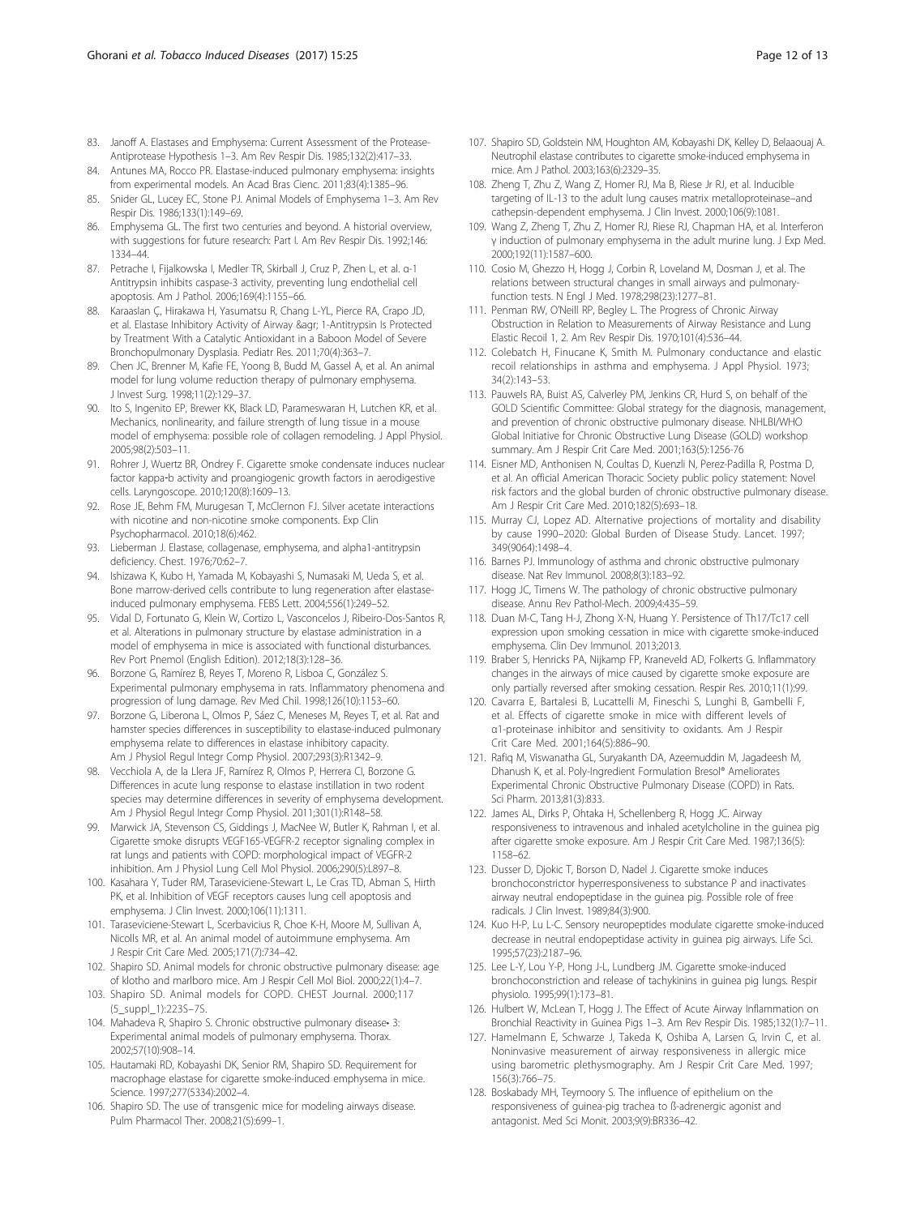83. Janoff A. Elastases and Emphysema: Current Assessment of the Protease-Antiprotease Hypothesis 1–3. Am Rev Respir Dis. 1985;132(2):417–33.
84. Antunes MA, Rocco PR. Elastase-induced pulmonary emphysema: insights from experimental models. An Acad Bras Cienc. 2011;83(4):1385–96.
85. Snider GL, Lucey EC, Stone PJ. Animal Models of Emphysema 1–3. Am Rev Respir Dis. 1986;133(1):149–69.
86. Emphysema GL. The first two centuries and beyond. A historial overview, with suggestions for future research: Part I. Am Rev Respir Dis. 1992;146: 1334–44.
87. Petrache I, Fijalkowska I, Medler TR, Skirball J, Cruz P, Zhen L, et al. α-1 Antitrypsin inhibits caspase-3 activity, preventing lung endothelial cell apoptosis. Am J Pathol. 2006;169(4):1155–66.
88. Karaaslan Ç, Hirakawa H, Yasumatsu R, Chang L-YL, Pierce RA, Crapo JD, et al. Elastase Inhibitory Activity of Airway &agr; 1-Antitrypsin Is Protected by Treatment With a Catalytic Antioxidant in a Baboon Model of Severe Bronchopulmonary Dysplasia. Pediatr Res. 2011;70(4):363–7.
89. Chen JC, Brenner M, Kafie FE, Yoong B, Budd M, Gassel A, et al. An animal model for lung volume reduction therapy of pulmonary emphysema. J Invest Surg. 1998;11(2):129–37.
90. Ito S, Ingenito EP, Brewer KK, Black LD, Parameswaran H, Lutchen KR, et al. Mechanics, nonlinearity, and failure strength of lung tissue in a mouse model of emphysema: possible role of collagen remodeling. J Appl Physiol. 2005;98(2):503–11.
91. Rohrer J, Wuertz BR, Ondrey F. Cigarette smoke condensate induces nuclear factor kappa-b activity and proangiogenic growth factors in aerodigestive cells. Laryngoscope. 2010;120(8):1609–13.
92. Rose JE, Behm FM, Murugesan T, McClernon FJ. Silver acetate interactions with nicotine and non-nicotine smoke components. Exp Clin Psychopharmacol. 2010;18(6):462.
93. Lieberman J. Elastase, collagenase, emphysema, and alpha1-antitrypsin deficiency. Chest. 1976;70:62–7.
94. Ishizawa K, Kubo H, Yamada M, Kobayashi S, Numasaki M, Ueda S, et al. Bone marrow-derived cells contribute to lung regeneration after elastase-induced pulmonary emphysema. FEBS Lett. 2004;556(1):249–52.
95. Vidal D, Fortunato G, Klein W, Cortizo L, Vasconcelos J, Ribeiro-Dos-Santos R, et al. Alterations in pulmonary structure by elastase administration in a model of emphysema in mice is associated with functional disturbances. Rev Port Pnemol (English Edition). 2012;18(3):128–36.
96. Borzone G, Ramírez B, Reyes T, Moreno R, Lisboa C, González S. Experimental pulmonary emphysema in rats. Inflammatory phenomena and progression of lung damage. Rev Med Chil. 1998;126(10):1153–60.
97. Borzone G, Liberona L, Olmos P, Sáez C, Meneses M, Reyes T, et al. Rat and hamster species differences in susceptibility to elastase-induced pulmonary emphysema relate to differences in elastase inhibitory capacity. Am J Physiol Regul Integr Comp Physiol. 2007;293(3):R1342–9.
98. Vecchiola A, de la Llera JF, Ramírez R, Olmos P, Herrera CI, Borzone G. Differences in acute lung response to elastase instillation in two rodent species may determine differences in severity of emphysema development. Am J Physiol Regul Integr Comp Physiol. 2011;301(1):R148–58.
99. Marwick JA, Stevenson CS, Giddings J, MacNee W, Butler K, Rahman I, et al. Cigarette smoke disrupts VEGF165-VEGFR-2 receptor signaling complex in rat lungs and patients with COPD: morphological impact of VEGFR-2 inhibition. Am J Physiol Lung Cell Mol Physiol. 2006;290(5):L897–8.
100. Kasahara Y, Tuder RM, Taraseviciene-Stewart L, Le Cras TD, Abman S, Hirth PK, et al. Inhibition of VEGF receptors causes lung cell apoptosis and emphysema. J Clin Invest. 2000;106(11):1311.
101. Taraseviciene-Stewart L, Scerbavicius R, Choe K-H, Moore M, Sullivan A, Nicolls MR, et al. An animal model of autoimmune emphysema. Am J Respir Crit Care Med. 2005;171(7):734–42.
102. Shapiro SD. Animal models for chronic obstructive pulmonary disease: age of klotho and marlboro mice. Am J Respir Cell Mol Biol. 2000;22(1):4–7.
103. Shapiro SD. Animal models for COPD. CHEST Journal. 2000;117 (5_suppl_1):223S–7S.
104. Mahadeva R, Shapiro S. Chronic obstructive pulmonary disease• 3: Experimental animal models of pulmonary emphysema. Thorax. 2002;57(10):908–14.
105. Hautamaki RD, Kobayashi DK, Senior RM, Shapiro SD. Requirement for macrophage elastase for cigarette smoke-induced emphysema in mice. Science. 1997;277(5334):2002–4.
106. Shapiro SD. The use of transgenic mice for modeling airways disease. Pulm Pharmacol Ther. 2008;21(5):699–1.
107. Shapiro SD, Goldstein NM, Houghton AM, Kobayashi DK, Kelley D, Belaaouaj A. Neutrophil elastase contributes to cigarette smoke-induced emphysema in mice. Am J Pathol. 2003;163(6):2329–35.
108. Zheng T, Zhu Z, Wang Z, Homer RJ, Ma B, Riese Jr RJ, et al. Inducible targeting of IL-13 to the adult lung causes matrix metalloproteinase–and cathepsin-dependent emphysema. J Clin Invest. 2000;106(9):1081.
109. Wang Z, Zheng T, Zhu Z, Homer RJ, Riese RJ, Chapman HA, et al. Interferon γ induction of pulmonary emphysema in the adult murine lung. J Exp Med. 2000;192(11):1587–600.
110. Cosio M, Ghezzo H, Hogg J, Corbin R, Loveland M, Dosman J, et al. The relations between structural changes in small airways and pulmonary-function tests. N Engl J Med. 1978;298(23):1277–81.
111. Penman RW, O'Neill RP, Begley L. The Progress of Chronic Airway Obstruction in Relation to Measurements of Airway Resistance and Lung Elastic Recoil 1, 2. Am Rev Respir Dis. 1970;101(4):536–44.
112. Colebatch H, Finucane K, Smith M. Pulmonary conductance and elastic recoil relationships in asthma and emphysema. J Appl Physiol. 1973; 34(2):143–53.
113. Pauwels RA, Buist AS, Calverley PM, Jenkins CR, Hurd S, on behalf of the GOLD Scientific Committee: Global strategy for the diagnosis, management, and prevention of chronic obstructive pulmonary disease. NHLBI/WHO Global Initiative for Chronic Obstructive Lung Disease (GOLD) workshop summary. Am J Respir Crit Care Med. 2001;163(5):1256-76
114. Eisner MD, Anthonisen N, Coultas D, Kuenzli N, Perez-Padilla R, Postma D, et al. An official American Thoracic Society public policy statement: Novel risk factors and the global burden of chronic obstructive pulmonary disease. Am J Respir Crit Care Med. 2010;182(5):693–18.
115. Murray CJ, Lopez AD. Alternative projections of mortality and disability by cause 1990–2020: Global Burden of Disease Study. Lancet. 1997; 349(9064):1498–4.
116. Barnes PJ. Immunology of asthma and chronic obstructive pulmonary disease. Nat Rev Immunol. 2008;8(3):183–92.
117. Hogg JC, Timens W. The pathology of chronic obstructive pulmonary disease. Annu Rev Pathol-Mech. 2009;4:435–59.
118. Duan M-C, Tang H-J, Zhong X-N, Huang Y. Persistence of Th17/Tc17 cell expression upon smoking cessation in mice with cigarette smoke-induced emphysema. Clin Dev Immunol. 2013;2013.
119. Braber S, Henricks PA, Nijkamp FP, Kraneveld AD, Folkerts G. Inflammatory changes in the airways of mice caused by cigarette smoke exposure are only partially reversed after smoking cessation. Respir Res. 2010;11(1):99.
120. Cavarra E, Bartalesi B, Lucattelli M, Fineschi S, Lunghi B, Gambelli F, et al. Effects of cigarette smoke in mice with different levels of α1-proteinase inhibitor and sensitivity to oxidants. Am J Respir Crit Care Med. 2001;164(5):886–90.
121. Rafiq M, Viswanatha GL, Suryakanth DA, Azeemuddin M, Jagadeesh M, Dhanush K, et al. Poly-Ingredient Formulation Bresol® Ameliorates Experimental Chronic Obstructive Pulmonary Disease (COPD) in Rats. Sci Pharm. 2013;81(3):833.
122. James AL, Dirks P, Ohtaka H, Schellenberg R, Hogg JC. Airway responsiveness to intravenous and inhaled acetylcholine in the guinea pig after cigarette smoke exposure. Am J Respir Crit Care Med. 1987;136(5): 1158–62.
123. Dusser D, Djokic T, Borson D, Nadel J. Cigarette smoke induces bronchoconstrictor hyperresponsiveness to substance P and inactivates airway neutral endopeptidase in the guinea pig. Possible role of free radicals. J Clin Invest. 1989;84(3):900.
124. Kuo H-P, Lu L-C. Sensory neuropeptides modulate cigarette smoke-induced decrease in neutral endopeptidase activity in guinea pig airways. Life Sci. 1995;57(23):2187–96.
125. Lee L-Y, Lou Y-P, Hong J-L, Lundberg JM. Cigarette smoke-induced bronchoconstriction and release of tachykinins in guinea pig lungs. Respir physiolo. 1995;99(1):173–81.
126. Hulbert W, McLean T, Hogg J. The Effect of Acute Airway Inflammation on Bronchial Reactivity in Guinea Pigs 1–3. Am Rev Respir Dis. 1985;132(1):7–11.
127. Hamelmann E, Schwarze J, Takeda K, Oshiba A, Larsen G, Irvin C, et al. Noninvasive measurement of airway responsiveness in allergic mice using barometric plethysmography. Am J Respir Crit Care Med. 1997; 156(3):766–75.
128. Boskabady MH, Teymoory S. The influence of epithelium on the responsiveness of guinea-pig trachea to ß-adrenergic agonist and antagonist. Med Sci Monit. 2003;9(9):BR336–42.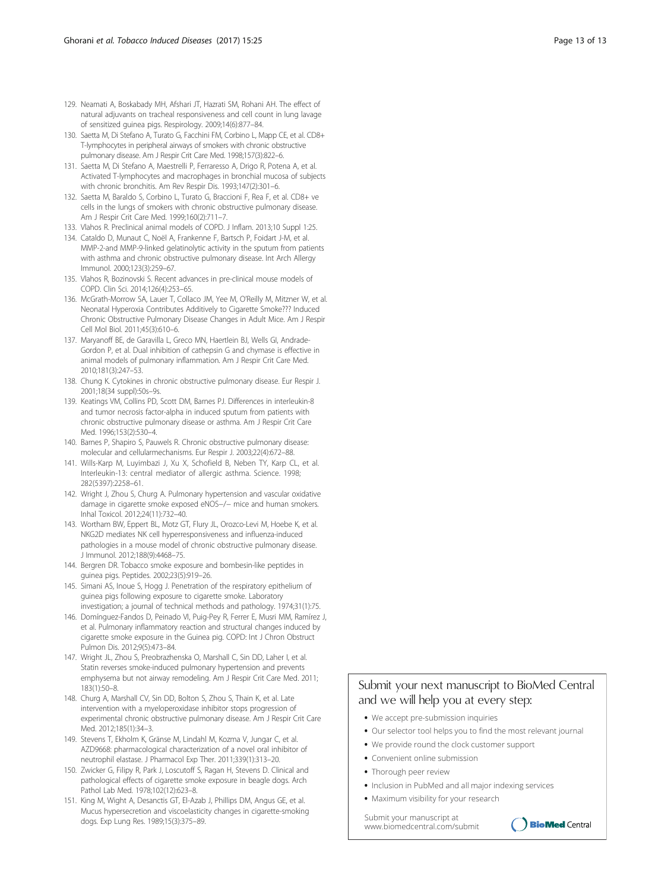129. Neamati A, Boskabady MH, Afshari JT, Hazrati SM, Rohani AH. The effect of natural adjuvants on tracheal responsiveness and cell count in lung lavage of sensitized guinea pigs. Respirology. 2009;14(6):877–84.
130. Saetta M, Di Stefano A, Turato G, Facchini FM, Corbino L, Mapp CE, et al. CD8+ T-lymphocytes in peripheral airways of smokers with chronic obstructive pulmonary disease. Am J Respir Crit Care Med. 1998;157(3):822–6.
131. Saetta M, Di Stefano A, Maestrelli P, Ferraresso A, Drigo R, Potena A, et al. Activated T-lymphocytes and macrophages in bronchial mucosa of subjects with chronic bronchitis. Am Rev Respir Dis. 1993;147(2):301–6.
132. Saetta M, Baraldo S, Corbino L, Turato G, Braccioni F, Rea F, et al. CD8+ ve cells in the lungs of smokers with chronic obstructive pulmonary disease. Am J Respir Crit Care Med. 1999;160(2):711–7.
133. Vlahos R. Preclinical animal models of COPD. J Inflam. 2013;10 Suppl 1:25.
134. Cataldo D, Munaut C, Noël A, Frankenne F, Bartsch P, Foidart J-M, et al. MMP-2-and MMP-9-linked gelatinolytic activity in the sputum from patients with asthma and chronic obstructive pulmonary disease. Int Arch Allergy Immunol. 2000;123(3):259–67.
135. Vlahos R, Bozinovski S. Recent advances in pre-clinical mouse models of COPD. Clin Sci. 2014;126(4):253–65.
136. McGrath-Morrow SA, Lauer T, Collaco JM, Yee M, O'Reilly M, Mitzner W, et al. Neonatal Hyperoxia Contributes Additively to Cigarette Smoke??? Induced Chronic Obstructive Pulmonary Disease Changes in Adult Mice. Am J Respir Cell Mol Biol. 2011;45(3):610–6.
137. Maryanoff BE, de Garavilla L, Greco MN, Haertlein BJ, Wells GI, Andrade-Gordon P, et al. Dual inhibition of cathepsin G and chymase is effective in animal models of pulmonary inflammation. Am J Respir Crit Care Med. 2010;181(3):247–53.
138. Chung K. Cytokines in chronic obstructive pulmonary disease. Eur Respir J. 2001;18(34 suppl):50s–9s.
139. Keatings VM, Collins PD, Scott DM, Barnes PJ. Differences in interleukin-8 and tumor necrosis factor-alpha in induced sputum from patients with chronic obstructive pulmonary disease or asthma. Am J Respir Crit Care Med. 1996;153(2):530–4.
140. Barnes P, Shapiro S, Pauwels R. Chronic obstructive pulmonary disease: molecular and cellularmechanisms. Eur Respir J. 2003;22(4):672–88.
141. Wills-Karp M, Luyimbazi J, Xu X, Schofield B, Neben TY, Karp CL, et al. Interleukin-13: central mediator of allergic asthma. Science. 1998; 282(5397):2258–61.
142. Wright J, Zhou S, Churg A. Pulmonary hypertension and vascular oxidative damage in cigarette smoke exposed eNOS−/− mice and human smokers. Inhal Toxicol. 2012;24(11):732–40.
143. Wortham BW, Eppert BL, Motz GT, Flury JL, Orozco-Levi M, Hoebe K, et al. NKG2D mediates NK cell hyperresponsiveness and influenza-induced pathologies in a mouse model of chronic obstructive pulmonary disease. J Immunol. 2012;188(9):4468–75.
144. Bergren DR. Tobacco smoke exposure and bombesin-like peptides in guinea pigs. Peptides. 2002;23(5):919–26.
145. Simani AS, Inoue S, Hogg J. Penetration of the respiratory epithelium of guinea pigs following exposure to cigarette smoke. Laboratory investigation; a journal of technical methods and pathology. 1974;31(1):75.
146. Domínguez-Fandos D, Peinado VI, Puig-Pey R, Ferrer E, Musri MM, Ramírez J, et al. Pulmonary inflammatory reaction and structural changes induced by cigarette smoke exposure in the Guinea pig. COPD: Int J Chron Obstruct Pulmon Dis. 2012;9(5):473–84.
147. Wright JL, Zhou S, Preobrazhenska O, Marshall C, Sin DD, Laher I, et al. Statin reverses smoke-induced pulmonary hypertension and prevents emphysema but not airway remodeling. Am J Respir Crit Care Med. 2011; 183(1):50–8.
148. Churg A, Marshall CV, Sin DD, Bolton S, Zhou S, Thain K, et al. Late intervention with a myeloperoxidase inhibitor stops progression of experimental chronic obstructive pulmonary disease. Am J Respir Crit Care Med. 2012;185(1):34–3.
149. Stevens T, Ekholm K, Gränse M, Lindahl M, Kozma V, Jungar C, et al. AZD9668: pharmacological characterization of a novel oral inhibitor of neutrophil elastase. J Pharmacol Exp Ther. 2011;339(1):313–20.
150. Zwicker G, Filipy R, Park J, Loscutoff S, Ragan H, Stevens D. Clinical and pathological effects of cigarette smoke exposure in beagle dogs. Arch Pathol Lab Med. 1978;102(12):623–8.
151. King M, Wight A, Desanctis GT, El-Azab J, Phillips DM, Angus GE, et al. Mucus hypersecretion and viscoelasticity changes in cigarette-smoking dogs. Exp Lung Res. 1989;15(3):375–89.

Submit your next manuscript to BioMed Central and we will help you at every step:

- We accept pre-submission inquiries
- Our selector tool helps you to find the most relevant journal
- We provide round the clock customer support
- Convenient online submission
- Thorough peer review
- Inclusion in PubMed and all major indexing services
- Maximum visibility for your research

Submit your manuscript at
www.biomedcentral.com/submit

BioMed Central